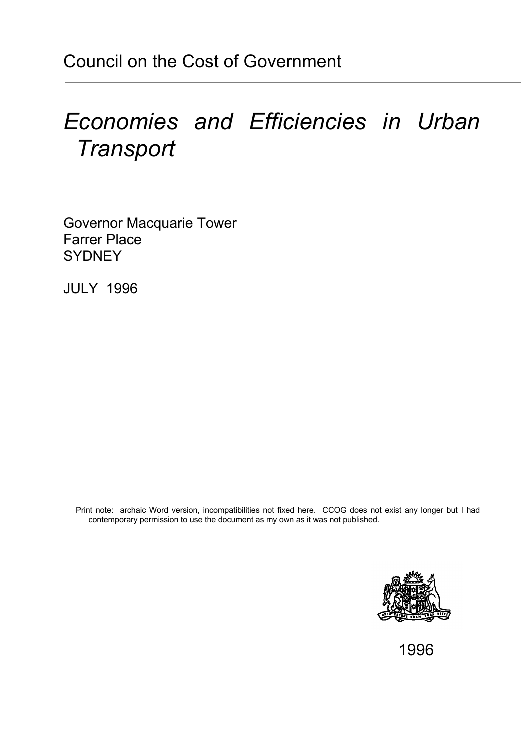Council on the Cost of Government

# *Economies and Efficiencies in Urban Transport*

Governor Macquarie Tower
Farrer Place
SYDNEY

JULY 1996

Print note: archaic Word version, incompatibilities not fixed here. CCOG does not exist any longer but I had contemporary permission to use the document as my own as it was not published.

1996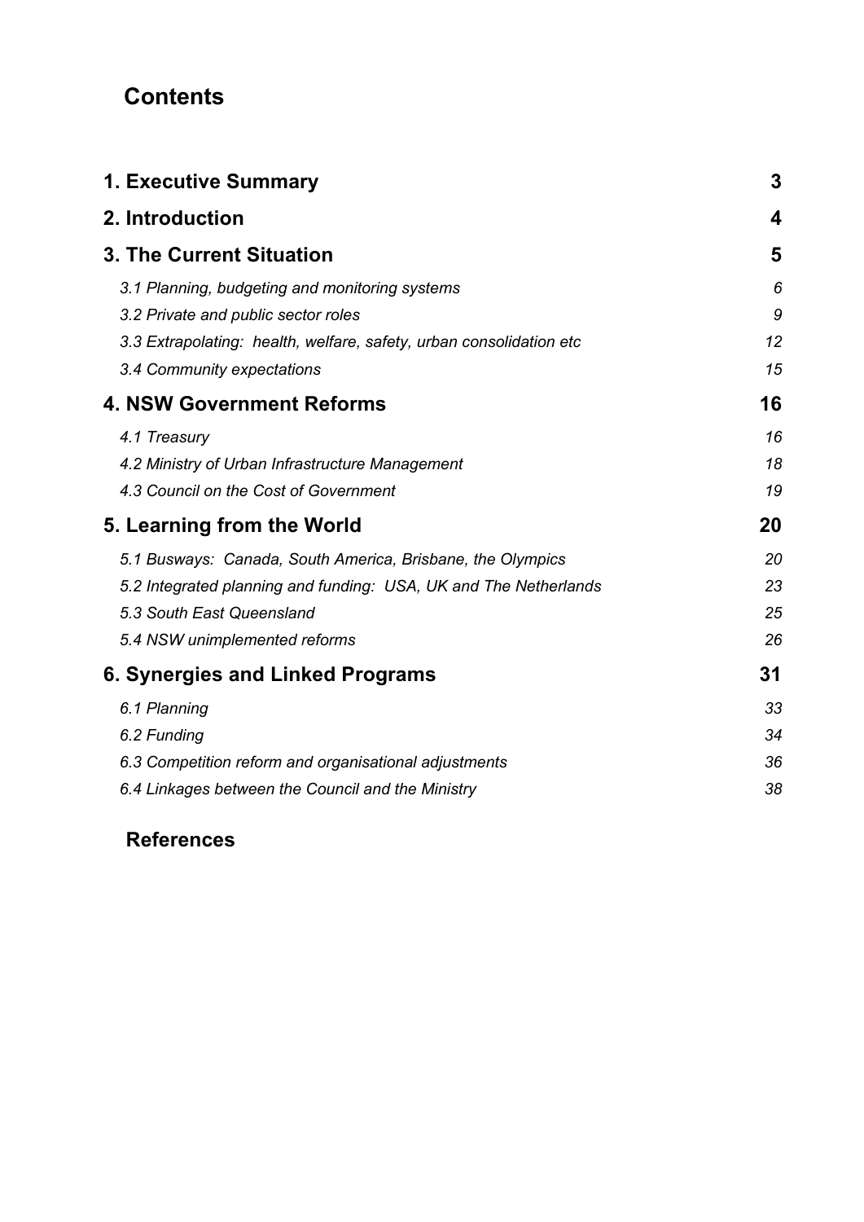# Contents

| | |
|---|---|
| **1. Executive Summary** | **3** |
| **2. Introduction** | **4** |
| **3. The Current Situation** | **5** |
| *3.1 Planning, budgeting and monitoring systems* | *6* |
| *3.2 Private and public sector roles* | *9* |
| *3.3 Extrapolating: health, welfare, safety, urban consolidation etc* | *12* |
| *3.4 Community expectations* | *15* |
| **4. NSW Government Reforms** | **16** |
| *4.1 Treasury* | *16* |
| *4.2 Ministry of Urban Infrastructure Management* | *18* |
| *4.3 Council on the Cost of Government* | *19* |
| **5. Learning from the World** | **20** |
| *5.1 Busways: Canada, South America, Brisbane, the Olympics* | *20* |
| *5.2 Integrated planning and funding: USA, UK and The Netherlands* | *23* |
| *5.3 South East Queensland* | *25* |
| *5.4 NSW unimplemented reforms* | *26* |
| **6. Synergies and Linked Programs** | **31** |
| *6.1 Planning* | *33* |
| *6.2 Funding* | *34* |
| *6.3 Competition reform and organisational adjustments* | *36* |
| *6.4 Linkages between the Council and the Ministry* | *38* |

**References**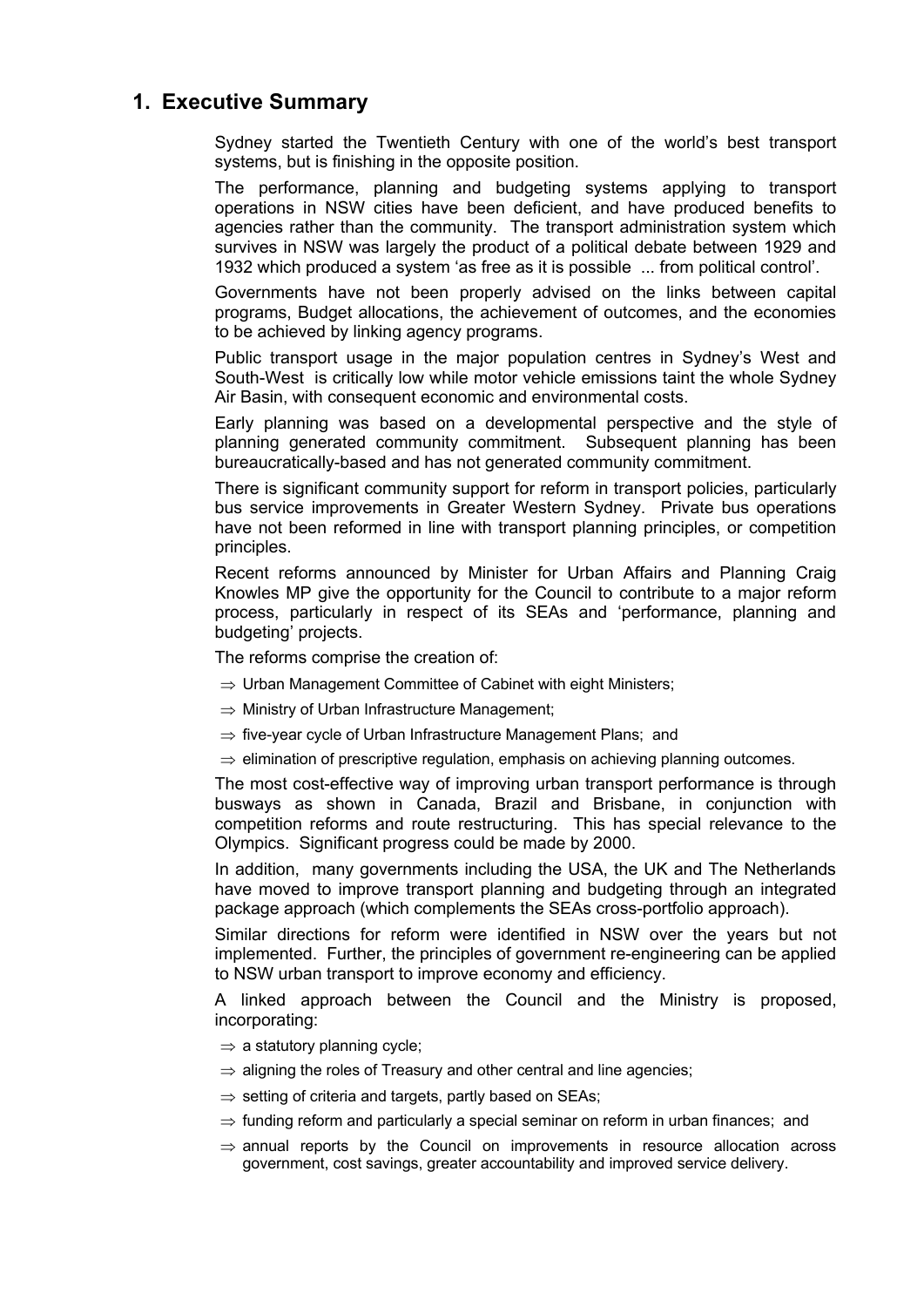# 1. Executive Summary

Sydney started the Twentieth Century with one of the world's best transport systems, but is finishing in the opposite position.

The performance, planning and budgeting systems applying to transport operations in NSW cities have been deficient, and have produced benefits to agencies rather than the community. The transport administration system which survives in NSW was largely the product of a political debate between 1929 and 1932 which produced a system 'as free as it is possible ... from political control'.

Governments have not been properly advised on the links between capital programs, Budget allocations, the achievement of outcomes, and the economies to be achieved by linking agency programs.

Public transport usage in the major population centres in Sydney's West and South-West is critically low while motor vehicle emissions taint the whole Sydney Air Basin, with consequent economic and environmental costs.

Early planning was based on a developmental perspective and the style of planning generated community commitment. Subsequent planning has been bureaucratically-based and has not generated community commitment.

There is significant community support for reform in transport policies, particularly bus service improvements in Greater Western Sydney. Private bus operations have not been reformed in line with transport planning principles, or competition principles.

Recent reforms announced by Minister for Urban Affairs and Planning Craig Knowles MP give the opportunity for the Council to contribute to a major reform process, particularly in respect of its SEAs and 'performance, planning and budgeting' projects.

The reforms comprise the creation of:

- ⇒ Urban Management Committee of Cabinet with eight Ministers;
- ⇒ Ministry of Urban Infrastructure Management;
- ⇒ five-year cycle of Urban Infrastructure Management Plans; and
- ⇒ elimination of prescriptive regulation, emphasis on achieving planning outcomes.

The most cost-effective way of improving urban transport performance is through busways as shown in Canada, Brazil and Brisbane, in conjunction with competition reforms and route restructuring. This has special relevance to the Olympics. Significant progress could be made by 2000.

In addition, many governments including the USA, the UK and The Netherlands have moved to improve transport planning and budgeting through an integrated package approach (which complements the SEAs cross-portfolio approach).

Similar directions for reform were identified in NSW over the years but not implemented. Further, the principles of government re-engineering can be applied to NSW urban transport to improve economy and efficiency.

A linked approach between the Council and the Ministry is proposed, incorporating:

- ⇒ a statutory planning cycle;
- ⇒ aligning the roles of Treasury and other central and line agencies;
- ⇒ setting of criteria and targets, partly based on SEAs;
- ⇒ funding reform and particularly a special seminar on reform in urban finances; and
- ⇒ annual reports by the Council on improvements in resource allocation across government, cost savings, greater accountability and improved service delivery.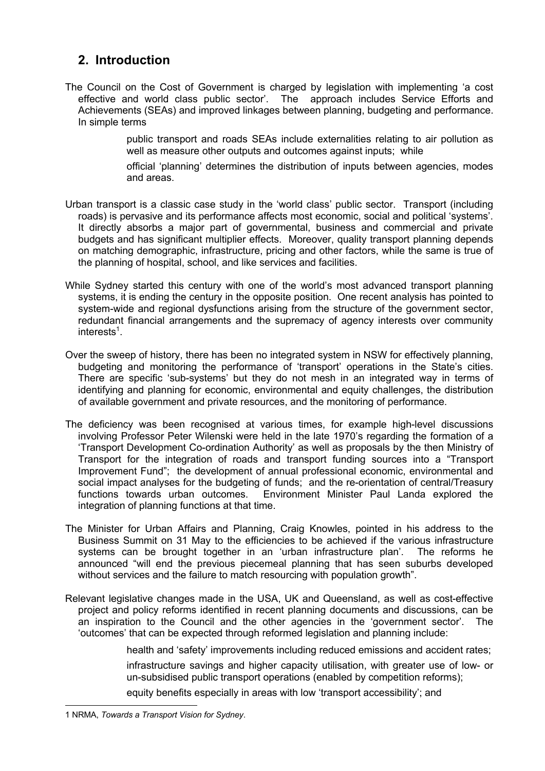## 2. Introduction

The Council on the Cost of Government is charged by legislation with implementing 'a cost effective and world class public sector'. The approach includes Service Efforts and Achievements (SEAs) and improved linkages between planning, budgeting and performance. In simple terms

> public transport and roads SEAs include externalities relating to air pollution as well as measure other outputs and outcomes against inputs; while
>
> official 'planning' determines the distribution of inputs between agencies, modes and areas.

Urban transport is a classic case study in the 'world class' public sector. Transport (including roads) is pervasive and its performance affects most economic, social and political 'systems'. It directly absorbs a major part of governmental, business and commercial and private budgets and has significant multiplier effects. Moreover, quality transport planning depends on matching demographic, infrastructure, pricing and other factors, while the same is true of the planning of hospital, school, and like services and facilities.

While Sydney started this century with one of the world's most advanced transport planning systems, it is ending the century in the opposite position. One recent analysis has pointed to system-wide and regional dysfunctions arising from the structure of the government sector, redundant financial arrangements and the supremacy of agency interests over community interests[1].

Over the sweep of history, there has been no integrated system in NSW for effectively planning, budgeting and monitoring the performance of 'transport' operations in the State's cities. There are specific 'sub-systems' but they do not mesh in an integrated way in terms of identifying and planning for economic, environmental and equity challenges, the distribution of available government and private resources, and the monitoring of performance.

The deficiency was been recognised at various times, for example high-level discussions involving Professor Peter Wilenski were held in the late 1970's regarding the formation of a 'Transport Development Co-ordination Authority' as well as proposals by the then Ministry of Transport for the integration of roads and transport funding sources into a "Transport Improvement Fund"; the development of annual professional economic, environmental and social impact analyses for the budgeting of funds; and the re-orientation of central/Treasury functions towards urban outcomes. Environment Minister Paul Landa explored the integration of planning functions at that time.

The Minister for Urban Affairs and Planning, Craig Knowles, pointed in his address to the Business Summit on 31 May to the efficiencies to be achieved if the various infrastructure systems can be brought together in an 'urban infrastructure plan'. The reforms he announced "will end the previous piecemeal planning that has seen suburbs developed without services and the failure to match resourcing with population growth".

Relevant legislative changes made in the USA, UK and Queensland, as well as cost-effective project and policy reforms identified in recent planning documents and discussions, can be an inspiration to the Council and the other agencies in the 'government sector'. The 'outcomes' that can be expected through reformed legislation and planning include:

> health and 'safety' improvements including reduced emissions and accident rates;
>
> infrastructure savings and higher capacity utilisation, with greater use of low- or un-subsidised public transport operations (enabled by competition reforms);
>
> equity benefits especially in areas with low 'transport accessibility'; and

---

1 NRMA, *Towards a Transport Vision for Sydney*.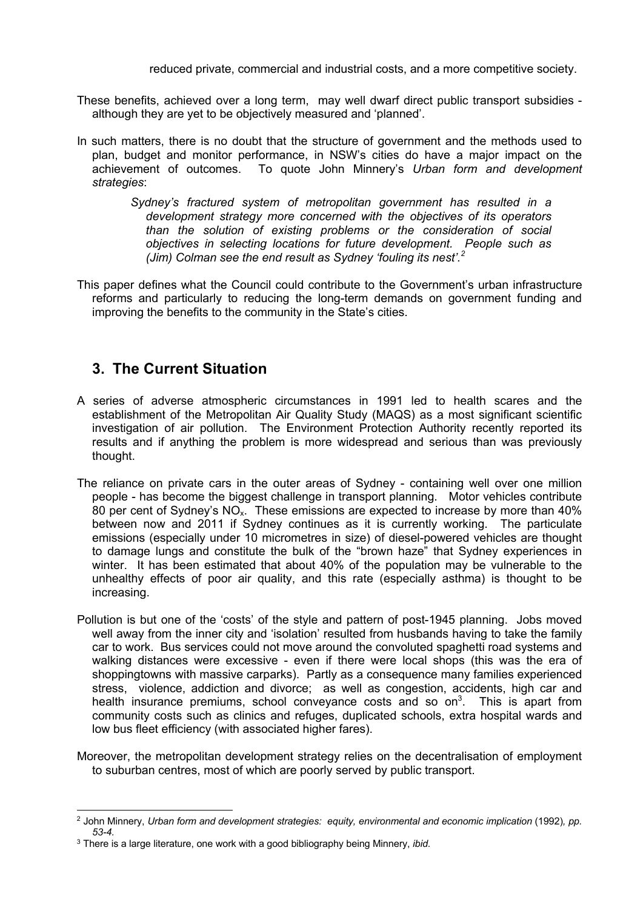reduced private, commercial and industrial costs, and a more competitive society.

These benefits, achieved over a long term, may well dwarf direct public transport subsidies - although they are yet to be objectively measured and 'planned'.

In such matters, there is no doubt that the structure of government and the methods used to plan, budget and monitor performance, in NSW's cities do have a major impact on the achievement of outcomes. To quote John Minnery's *Urban form and development strategies*:

> *Sydney's fractured system of metropolitan government has resulted in a development strategy more concerned with the objectives of its operators than the solution of existing problems or the consideration of social objectives in selecting locations for future development. People such as (Jim) Colman see the end result as Sydney 'fouling its nest'.*[2]

This paper defines what the Council could contribute to the Government's urban infrastructure reforms and particularly to reducing the long-term demands on government funding and improving the benefits to the community in the State's cities.

## 3. The Current Situation

A series of adverse atmospheric circumstances in 1991 led to health scares and the establishment of the Metropolitan Air Quality Study (MAQS) as a most significant scientific investigation of air pollution. The Environment Protection Authority recently reported its results and if anything the problem is more widespread and serious than was previously thought.

The reliance on private cars in the outer areas of Sydney - containing well over one million people - has become the biggest challenge in transport planning. Motor vehicles contribute 80 per cent of Sydney's $NO_x$. These emissions are expected to increase by more than 40% between now and 2011 if Sydney continues as it is currently working. The particulate emissions (especially under 10 micrometres in size) of diesel-powered vehicles are thought to damage lungs and constitute the bulk of the "brown haze" that Sydney experiences in winter. It has been estimated that about 40% of the population may be vulnerable to the unhealthy effects of poor air quality, and this rate (especially asthma) is thought to be increasing.

Pollution is but one of the 'costs' of the style and pattern of post-1945 planning. Jobs moved well away from the inner city and 'isolation' resulted from husbands having to take the family car to work. Bus services could not move around the convoluted spaghetti road systems and walking distances were excessive - even if there were local shops (this was the era of shoppingtowns with massive carparks). Partly as a consequence many families experienced stress, violence, addiction and divorce; as well as congestion, accidents, high car and health insurance premiums, school conveyance costs and so on[3]. This is apart from community costs such as clinics and refuges, duplicated schools, extra hospital wards and low bus fleet efficiency (with associated higher fares).

Moreover, the metropolitan development strategy relies on the decentralisation of employment to suburban centres, most of which are poorly served by public transport.

---

[2] John Minnery, *Urban form and development strategies: equity, environmental and economic implication* (1992), *pp. 53-4.*

[3] There is a large literature, one work with a good bibliography being Minnery, *ibid.*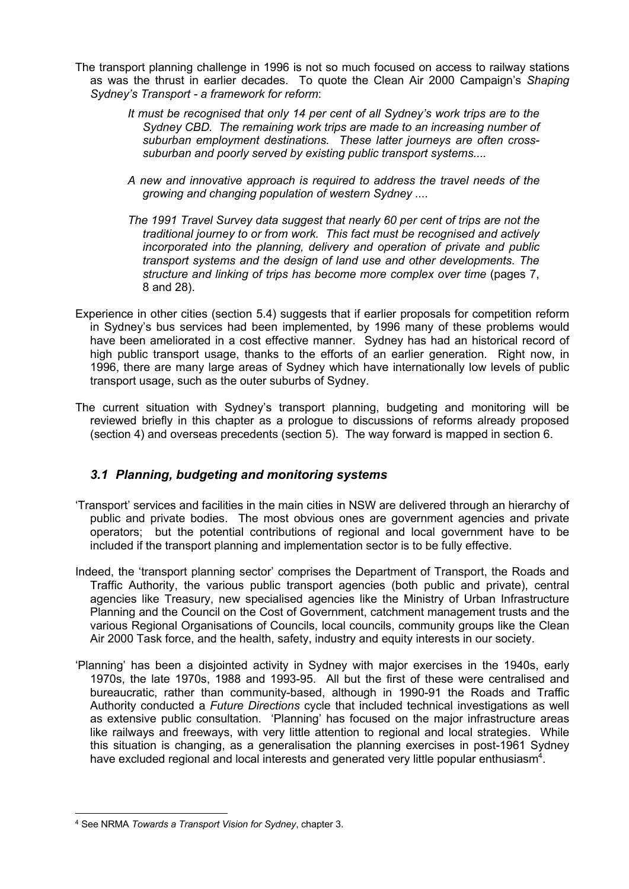The transport planning challenge in 1996 is not so much focused on access to railway stations as was the thrust in earlier decades. To quote the Clean Air 2000 Campaign's *Shaping Sydney's Transport - a framework for reform*:

> *It must be recognised that only 14 per cent of all Sydney's work trips are to the Sydney CBD. The remaining work trips are made to an increasing number of suburban employment destinations. These latter journeys are often cross-suburban and poorly served by existing public transport systems....*
>
> *A new and innovative approach is required to address the travel needs of the growing and changing population of western Sydney ....*
>
> *The 1991 Travel Survey data suggest that nearly 60 per cent of trips are not the traditional journey to or from work. This fact must be recognised and actively incorporated into the planning, delivery and operation of private and public transport systems and the design of land use and other developments. The structure and linking of trips has become more complex over time* (pages 7, 8 and 28).

Experience in other cities (section 5.4) suggests that if earlier proposals for competition reform in Sydney's bus services had been implemented, by 1996 many of these problems would have been ameliorated in a cost effective manner. Sydney has had an historical record of high public transport usage, thanks to the efforts of an earlier generation. Right now, in 1996, there are many large areas of Sydney which have internationally low levels of public transport usage, such as the outer suburbs of Sydney.

The current situation with Sydney's transport planning, budgeting and monitoring will be reviewed briefly in this chapter as a prologue to discussions of reforms already proposed (section 4) and overseas precedents (section 5). The way forward is mapped in section 6.

## *3.1 Planning, budgeting and monitoring systems*

'Transport' services and facilities in the main cities in NSW are delivered through an hierarchy of public and private bodies. The most obvious ones are government agencies and private operators; but the potential contributions of regional and local government have to be included if the transport planning and implementation sector is to be fully effective.

Indeed, the 'transport planning sector' comprises the Department of Transport, the Roads and Traffic Authority, the various public transport agencies (both public and private), central agencies like Treasury, new specialised agencies like the Ministry of Urban Infrastructure Planning and the Council on the Cost of Government, catchment management trusts and the various Regional Organisations of Councils, local councils, community groups like the Clean Air 2000 Task force, and the health, safety, industry and equity interests in our society.

'Planning' has been a disjointed activity in Sydney with major exercises in the 1940s, early 1970s, the late 1970s, 1988 and 1993-95. All but the first of these were centralised and bureaucratic, rather than community-based, although in 1990-91 the Roads and Traffic Authority conducted a *Future Directions* cycle that included technical investigations as well as extensive public consultation. 'Planning' has focused on the major infrastructure areas like railways and freeways, with very little attention to regional and local strategies. While this situation is changing, as a generalisation the planning exercises in post-1961 Sydney have excluded regional and local interests and generated very little popular enthusiasm[4].

[4] See NRMA *Towards a Transport Vision for Sydney*, chapter 3.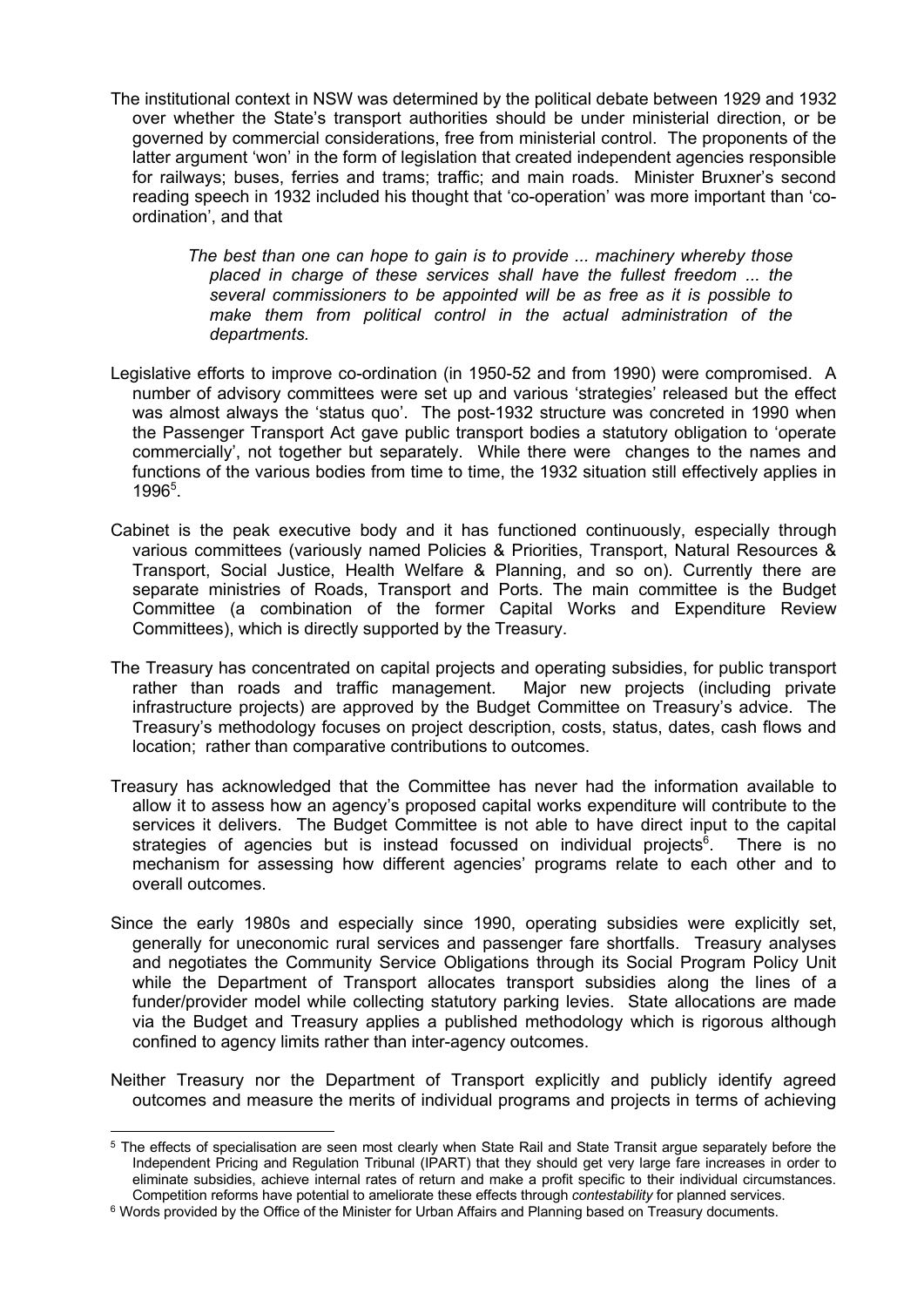The institutional context in NSW was determined by the political debate between 1929 and 1932 over whether the State's transport authorities should be under ministerial direction, or be governed by commercial considerations, free from ministerial control. The proponents of the latter argument 'won' in the form of legislation that created independent agencies responsible for railways; buses, ferries and trams; traffic; and main roads. Minister Bruxner's second reading speech in 1932 included his thought that 'co-operation' was more important than 'co-ordination', and that

> *The best than one can hope to gain is to provide ... machinery whereby those placed in charge of these services shall have the fullest freedom ... the several commissioners to be appointed will be as free as it is possible to make them from political control in the actual administration of the departments.*

Legislative efforts to improve co-ordination (in 1950-52 and from 1990) were compromised. A number of advisory committees were set up and various 'strategies' released but the effect was almost always the 'status quo'. The post-1932 structure was concreted in 1990 when the Passenger Transport Act gave public transport bodies a statutory obligation to 'operate commercially', not together but separately. While there were changes to the names and functions of the various bodies from time to time, the 1932 situation still effectively applies in 1996[5].

Cabinet is the peak executive body and it has functioned continuously, especially through various committees (variously named Policies & Priorities, Transport, Natural Resources & Transport, Social Justice, Health Welfare & Planning, and so on). Currently there are separate ministries of Roads, Transport and Ports. The main committee is the Budget Committee (a combination of the former Capital Works and Expenditure Review Committees), which is directly supported by the Treasury.

The Treasury has concentrated on capital projects and operating subsidies, for public transport rather than roads and traffic management. Major new projects (including private infrastructure projects) are approved by the Budget Committee on Treasury's advice. The Treasury's methodology focuses on project description, costs, status, dates, cash flows and location; rather than comparative contributions to outcomes.

Treasury has acknowledged that the Committee has never had the information available to allow it to assess how an agency's proposed capital works expenditure will contribute to the services it delivers. The Budget Committee is not able to have direct input to the capital strategies of agencies but is instead focussed on individual projects[6]. There is no mechanism for assessing how different agencies' programs relate to each other and to overall outcomes.

Since the early 1980s and especially since 1990, operating subsidies were explicitly set, generally for uneconomic rural services and passenger fare shortfalls. Treasury analyses and negotiates the Community Service Obligations through its Social Program Policy Unit while the Department of Transport allocates transport subsidies along the lines of a funder/provider model while collecting statutory parking levies. State allocations are made via the Budget and Treasury applies a published methodology which is rigorous although confined to agency limits rather than inter-agency outcomes.

Neither Treasury nor the Department of Transport explicitly and publicly identify agreed outcomes and measure the merits of individual programs and projects in terms of achieving

---

[5] The effects of specialisation are seen most clearly when State Rail and State Transit argue separately before the Independent Pricing and Regulation Tribunal (IPART) that they should get very large fare increases in order to eliminate subsidies, achieve internal rates of return and make a profit specific to their individual circumstances. Competition reforms have potential to ameliorate these effects through *contestability* for planned services.

[6] Words provided by the Office of the Minister for Urban Affairs and Planning based on Treasury documents.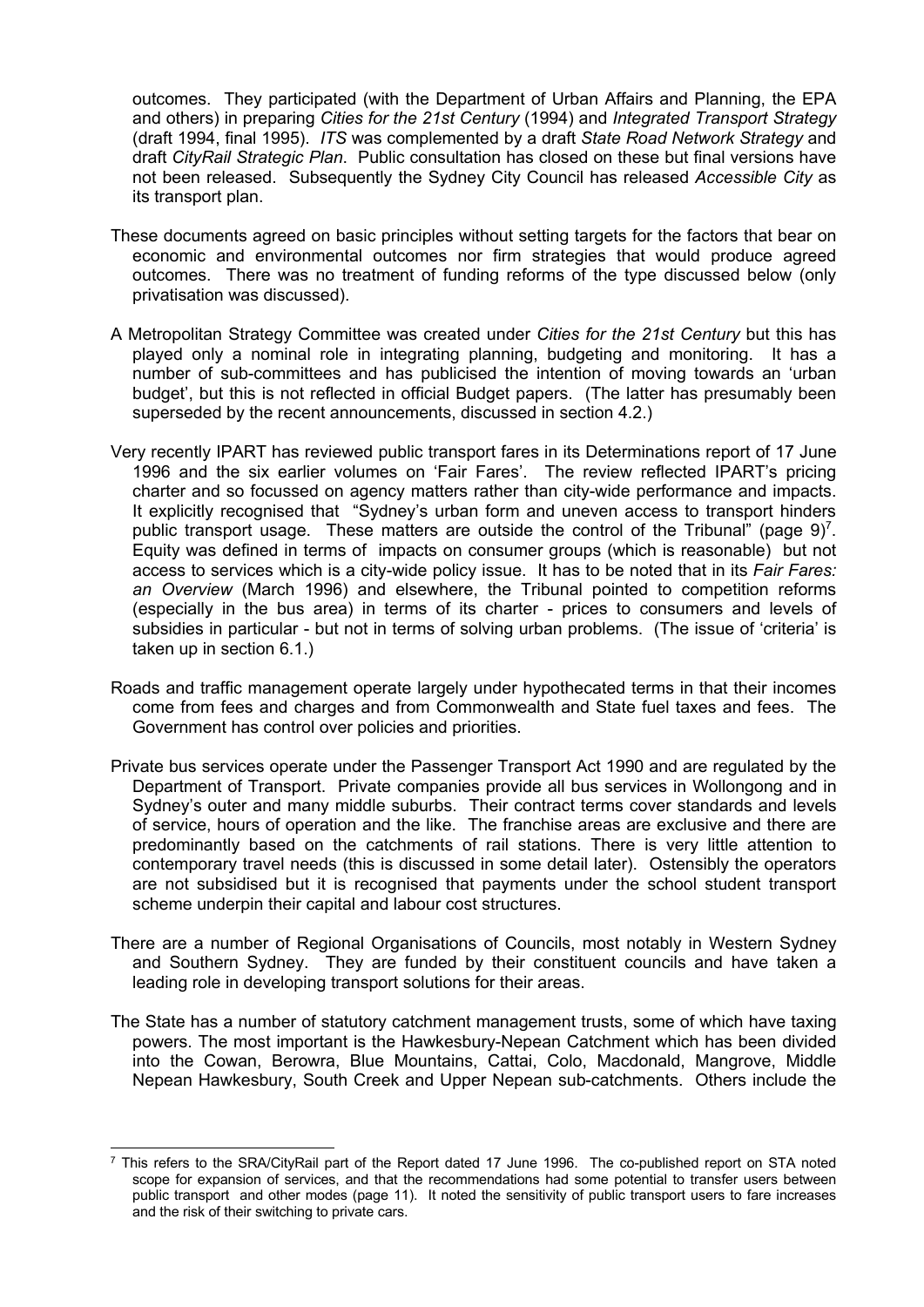outcomes. They participated (with the Department of Urban Affairs and Planning, the EPA and others) in preparing *Cities for the 21st Century* (1994) and *Integrated Transport Strategy* (draft 1994, final 1995). *ITS* was complemented by a draft *State Road Network Strategy* and draft *CityRail Strategic Plan*. Public consultation has closed on these but final versions have not been released. Subsequently the Sydney City Council has released *Accessible City* as its transport plan.

These documents agreed on basic principles without setting targets for the factors that bear on economic and environmental outcomes nor firm strategies that would produce agreed outcomes. There was no treatment of funding reforms of the type discussed below (only privatisation was discussed).

A Metropolitan Strategy Committee was created under *Cities for the 21st Century* but this has played only a nominal role in integrating planning, budgeting and monitoring. It has a number of sub-committees and has publicised the intention of moving towards an 'urban budget', but this is not reflected in official Budget papers. (The latter has presumably been superseded by the recent announcements, discussed in section 4.2.)

Very recently IPART has reviewed public transport fares in its Determinations report of 17 June 1996 and the six earlier volumes on 'Fair Fares'. The review reflected IPART's pricing charter and so focussed on agency matters rather than city-wide performance and impacts. It explicitly recognised that "Sydney's urban form and uneven access to transport hinders public transport usage. These matters are outside the control of the Tribunal" (page 9)[7]. Equity was defined in terms of impacts on consumer groups (which is reasonable) but not access to services which is a city-wide policy issue. It has to be noted that in its *Fair Fares: an Overview* (March 1996) and elsewhere, the Tribunal pointed to competition reforms (especially in the bus area) in terms of its charter - prices to consumers and levels of subsidies in particular - but not in terms of solving urban problems. (The issue of 'criteria' is taken up in section 6.1.)

Roads and traffic management operate largely under hypothecated terms in that their incomes come from fees and charges and from Commonwealth and State fuel taxes and fees. The Government has control over policies and priorities.

Private bus services operate under the Passenger Transport Act 1990 and are regulated by the Department of Transport. Private companies provide all bus services in Wollongong and in Sydney's outer and many middle suburbs. Their contract terms cover standards and levels of service, hours of operation and the like. The franchise areas are exclusive and there are predominantly based on the catchments of rail stations. There is very little attention to contemporary travel needs (this is discussed in some detail later). Ostensibly the operators are not subsidised but it is recognised that payments under the school student transport scheme underpin their capital and labour cost structures.

There are a number of Regional Organisations of Councils, most notably in Western Sydney and Southern Sydney. They are funded by their constituent councils and have taken a leading role in developing transport solutions for their areas.

The State has a number of statutory catchment management trusts, some of which have taxing powers. The most important is the Hawkesbury-Nepean Catchment which has been divided into the Cowan, Berowra, Blue Mountains, Cattai, Colo, Macdonald, Mangrove, Middle Nepean Hawkesbury, South Creek and Upper Nepean sub-catchments. Others include the

---

[7] This refers to the SRA/CityRail part of the Report dated 17 June 1996. The co-published report on STA noted scope for expansion of services, and that the recommendations had some potential to transfer users between public transport and other modes (page 11). It noted the sensitivity of public transport users to fare increases and the risk of their switching to private cars.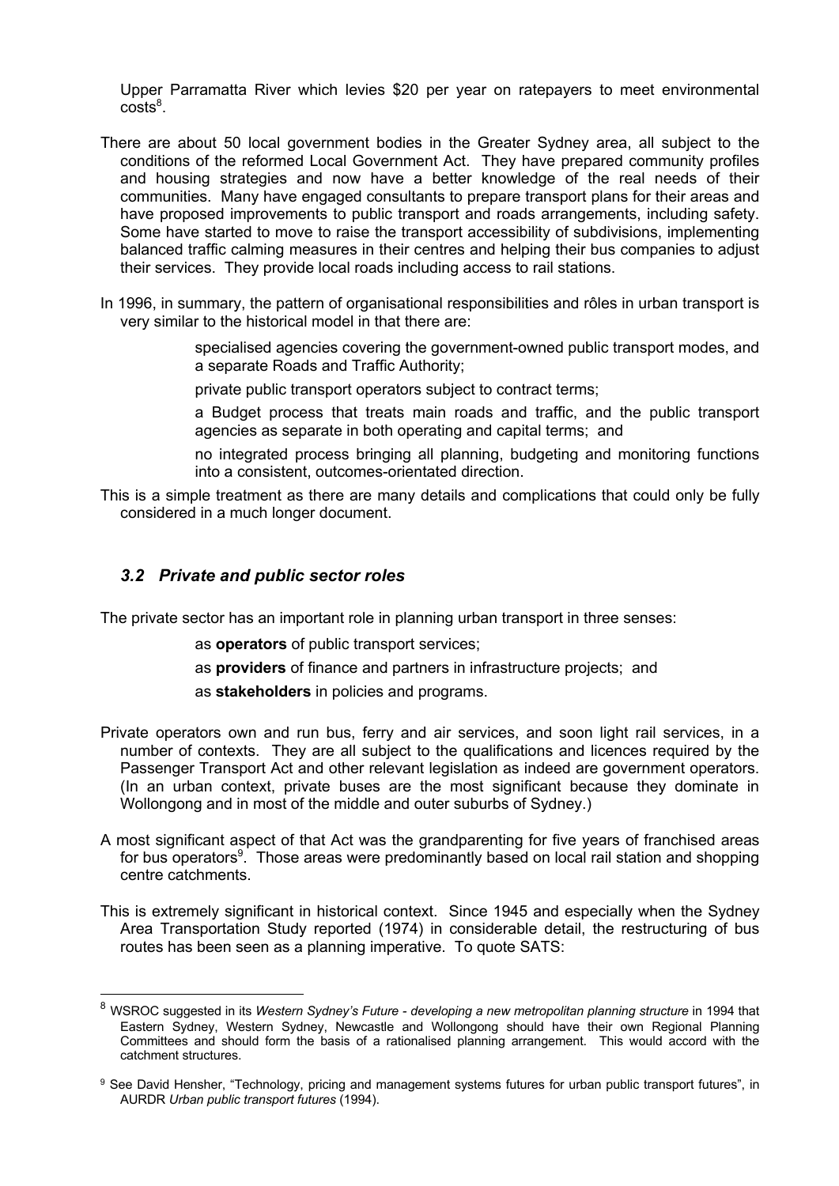Upper Parramatta River which levies $20 per year on ratepayers to meet environmental costs[8].

There are about 50 local government bodies in the Greater Sydney area, all subject to the conditions of the reformed Local Government Act. They have prepared community profiles and housing strategies and now have a better knowledge of the real needs of their communities. Many have engaged consultants to prepare transport plans for their areas and have proposed improvements to public transport and roads arrangements, including safety. Some have started to move to raise the transport accessibility of subdivisions, implementing balanced traffic calming measures in their centres and helping their bus companies to adjust their services. They provide local roads including access to rail stations.

In 1996, in summary, the pattern of organisational responsibilities and rôles in urban transport is very similar to the historical model in that there are:

- specialised agencies covering the government-owned public transport modes, and a separate Roads and Traffic Authority;
- private public transport operators subject to contract terms;
- a Budget process that treats main roads and traffic, and the public transport agencies as separate in both operating and capital terms; and
- no integrated process bringing all planning, budgeting and monitoring functions into a consistent, outcomes-orientated direction.

This is a simple treatment as there are many details and complications that could only be fully considered in a much longer document.

## *3.2 Private and public sector roles*

The private sector has an important role in planning urban transport in three senses:

- as **operators** of public transport services;
- as **providers** of finance and partners in infrastructure projects; and
- as **stakeholders** in policies and programs.

Private operators own and run bus, ferry and air services, and soon light rail services, in a number of contexts. They are all subject to the qualifications and licences required by the Passenger Transport Act and other relevant legislation as indeed are government operators. (In an urban context, private buses are the most significant because they dominate in Wollongong and in most of the middle and outer suburbs of Sydney.)

A most significant aspect of that Act was the grandparenting for five years of franchised areas for bus operators[9]. Those areas were predominantly based on local rail station and shopping centre catchments.

This is extremely significant in historical context. Since 1945 and especially when the Sydney Area Transportation Study reported (1974) in considerable detail, the restructuring of bus routes has been seen as a planning imperative. To quote SATS:

---

[8] WSROC suggested in its *Western Sydney's Future - developing a new metropolitan planning structure* in 1994 that Eastern Sydney, Western Sydney, Newcastle and Wollongong should have their own Regional Planning Committees and should form the basis of a rationalised planning arrangement. This would accord with the catchment structures.

[9] See David Hensher, "Technology, pricing and management systems futures for urban public transport futures", in AURDR *Urban public transport futures* (1994).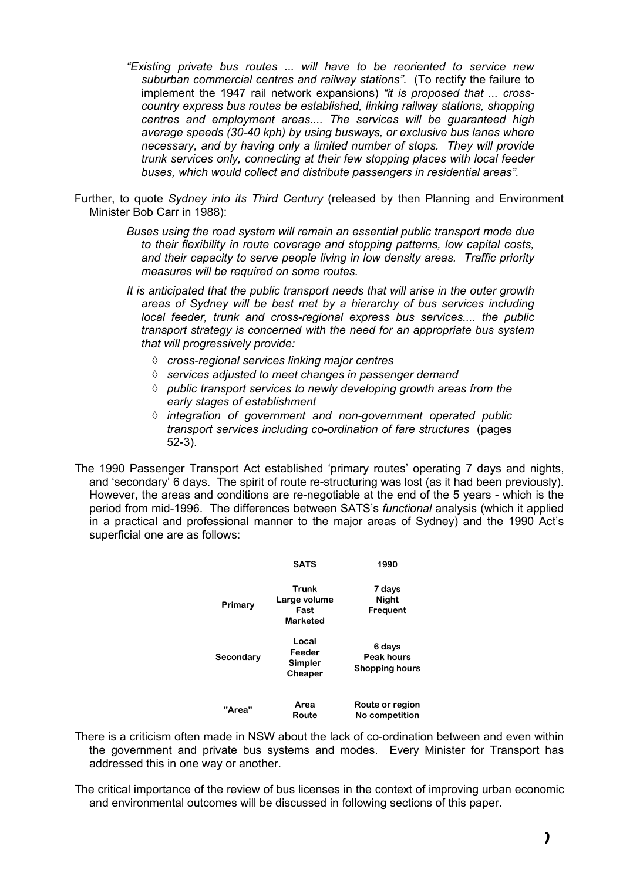> *"Existing private bus routes ... will have to be reoriented to service new suburban commercial centres and railway stations".* (To rectify the failure to implement the 1947 rail network expansions) *"it is proposed that ... cross-country express bus routes be established, linking railway stations, shopping centres and employment areas.... The services will be guaranteed high average speeds (30-40 kph) by using busways, or exclusive bus lanes where necessary, and by having only a limited number of stops. They will provide trunk services only, connecting at their few stopping places with local feeder buses, which would collect and distribute passengers in residential areas".*

Further, to quote *Sydney into its Third Century* (released by then Planning and Environment Minister Bob Carr in 1988):

> *Buses using the road system will remain an essential public transport mode due to their flexibility in route coverage and stopping patterns, low capital costs, and their capacity to serve people living in low density areas. Traffic priority measures will be required on some routes.*
>
> *It is anticipated that the public transport needs that will arise in the outer growth areas of Sydney will be best met by a hierarchy of bus services including local feeder, trunk and cross-regional express bus services.... the public transport strategy is concerned with the need for an appropriate bus system that will progressively provide:*
>
> - *cross-regional services linking major centres*
> - *services adjusted to meet changes in passenger demand*
> - *public transport services to newly developing growth areas from the early stages of establishment*
> - *integration of government and non-government operated public transport services including co-ordination of fare structures* (pages 52-3).

The 1990 Passenger Transport Act established 'primary routes' operating 7 days and nights, and 'secondary' 6 days. The spirit of route re-structuring was lost (as it had been previously). However, the areas and conditions are re-negotiable at the end of the 5 years - which is the period from mid-1996. The differences between SATS's *functional* analysis (which it applied in a practical and professional manner to the major areas of Sydney) and the 1990 Act's superficial one are as follows:

| | **SATS** | **1990** |
|---|---|---|
| **Primary** | **Trunk**<br>**Large volume**<br>**Fast**<br>**Marketed** | **7 days**<br>**Night**<br>**Frequent** |
| **Secondary** | **Local**<br>**Feeder**<br>**Simpler**<br>**Cheaper** | **6 days**<br>**Peak hours**<br>**Shopping hours** |
| **"Area"** | **Area**<br>**Route** | **Route or region**<br>**No competition** |

There is a criticism often made in NSW about the lack of co-ordination between and even within the government and private bus systems and modes. Every Minister for Transport has addressed this in one way or another.

The critical importance of the review of bus licenses in the context of improving urban economic and environmental outcomes will be discussed in following sections of this paper.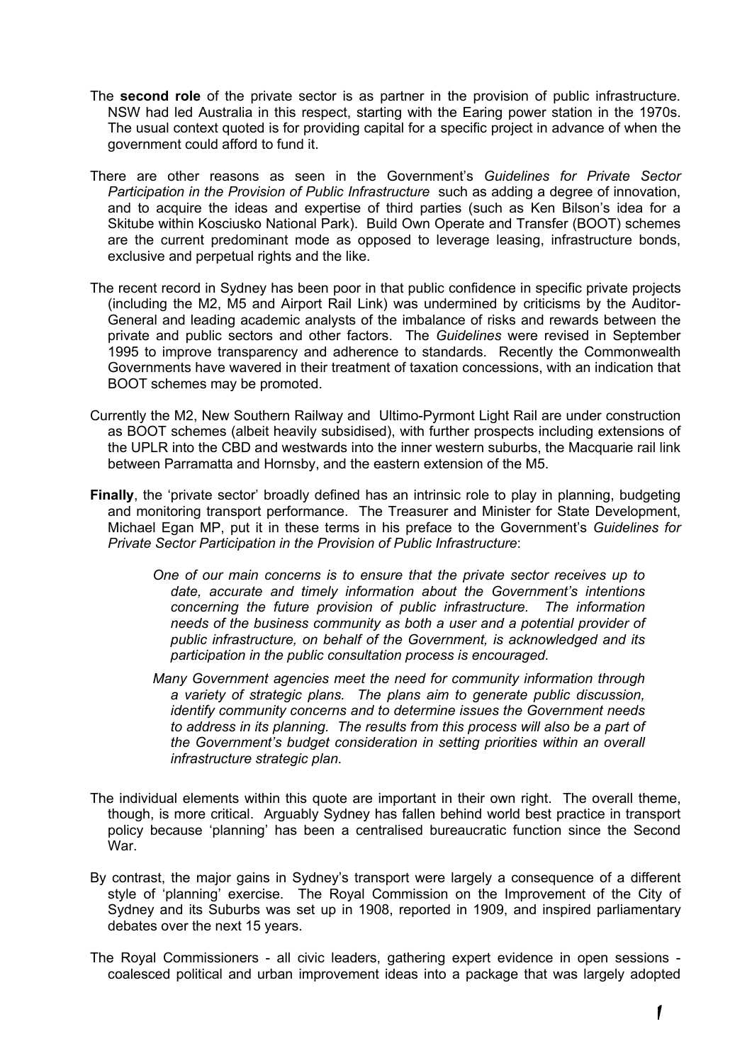The **second role** of the private sector is as partner in the provision of public infrastructure. NSW had led Australia in this respect, starting with the Earing power station in the 1970s. The usual context quoted is for providing capital for a specific project in advance of when the government could afford to fund it.

There are other reasons as seen in the Government's *Guidelines for Private Sector Participation in the Provision of Public Infrastructure* such as adding a degree of innovation, and to acquire the ideas and expertise of third parties (such as Ken Bilson's idea for a Skitube within Kosciusko National Park). Build Own Operate and Transfer (BOOT) schemes are the current predominant mode as opposed to leverage leasing, infrastructure bonds, exclusive and perpetual rights and the like.

The recent record in Sydney has been poor in that public confidence in specific private projects (including the M2, M5 and Airport Rail Link) was undermined by criticisms by the Auditor-General and leading academic analysts of the imbalance of risks and rewards between the private and public sectors and other factors. The *Guidelines* were revised in September 1995 to improve transparency and adherence to standards. Recently the Commonwealth Governments have wavered in their treatment of taxation concessions, with an indication that BOOT schemes may be promoted.

Currently the M2, New Southern Railway and Ultimo-Pyrmont Light Rail are under construction as BOOT schemes (albeit heavily subsidised), with further prospects including extensions of the UPLR into the CBD and westwards into the inner western suburbs, the Macquarie rail link between Parramatta and Hornsby, and the eastern extension of the M5.

**Finally**, the 'private sector' broadly defined has an intrinsic role to play in planning, budgeting and monitoring transport performance. The Treasurer and Minister for State Development, Michael Egan MP, put it in these terms in his preface to the Government's *Guidelines for Private Sector Participation in the Provision of Public Infrastructure*:

> *One of our main concerns is to ensure that the private sector receives up to date, accurate and timely information about the Government's intentions concerning the future provision of public infrastructure. The information needs of the business community as both a user and a potential provider of public infrastructure, on behalf of the Government, is acknowledged and its participation in the public consultation process is encouraged.*
>
> *Many Government agencies meet the need for community information through a variety of strategic plans. The plans aim to generate public discussion, identify community concerns and to determine issues the Government needs to address in its planning. The results from this process will also be a part of the Government's budget consideration in setting priorities within an overall infrastructure strategic plan.*

The individual elements within this quote are important in their own right. The overall theme, though, is more critical. Arguably Sydney has fallen behind world best practice in transport policy because 'planning' has been a centralised bureaucratic function since the Second War.

By contrast, the major gains in Sydney's transport were largely a consequence of a different style of 'planning' exercise. The Royal Commission on the Improvement of the City of Sydney and its Suburbs was set up in 1908, reported in 1909, and inspired parliamentary debates over the next 15 years.

The Royal Commissioners - all civic leaders, gathering expert evidence in open sessions - coalesced political and urban improvement ideas into a package that was largely adopted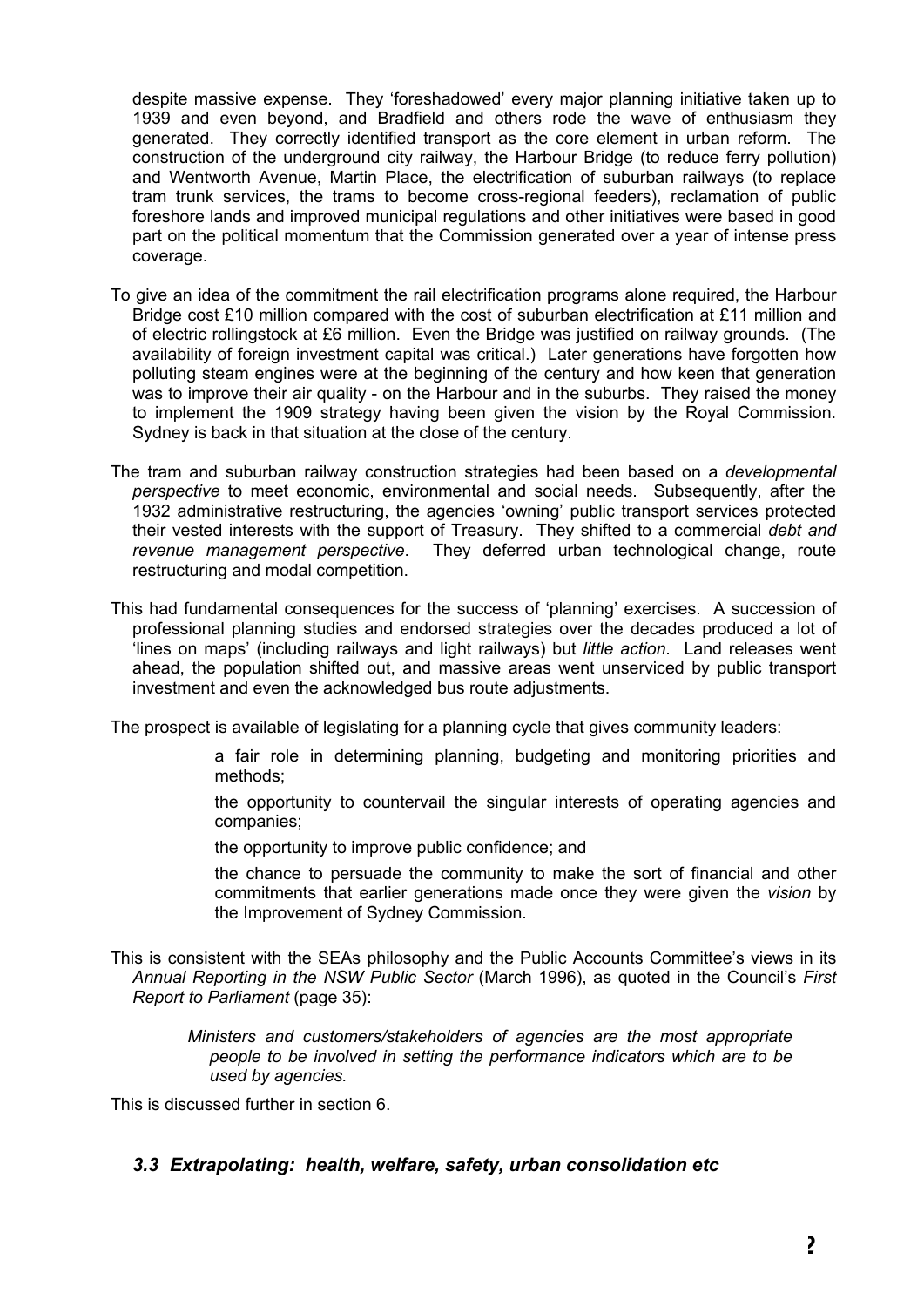despite massive expense. They 'foreshadowed' every major planning initiative taken up to 1939 and even beyond, and Bradfield and others rode the wave of enthusiasm they generated. They correctly identified transport as the core element in urban reform. The construction of the underground city railway, the Harbour Bridge (to reduce ferry pollution) and Wentworth Avenue, Martin Place, the electrification of suburban railways (to replace tram trunk services, the trams to become cross-regional feeders), reclamation of public foreshore lands and improved municipal regulations and other initiatives were based in good part on the political momentum that the Commission generated over a year of intense press coverage.

To give an idea of the commitment the rail electrification programs alone required, the Harbour Bridge cost £10 million compared with the cost of suburban electrification at £11 million and of electric rollingstock at £6 million. Even the Bridge was justified on railway grounds. (The availability of foreign investment capital was critical.) Later generations have forgotten how polluting steam engines were at the beginning of the century and how keen that generation was to improve their air quality - on the Harbour and in the suburbs. They raised the money to implement the 1909 strategy having been given the vision by the Royal Commission. Sydney is back in that situation at the close of the century.

The tram and suburban railway construction strategies had been based on a *developmental perspective* to meet economic, environmental and social needs. Subsequently, after the 1932 administrative restructuring, the agencies 'owning' public transport services protected their vested interests with the support of Treasury. They shifted to a commercial *debt and revenue management perspective*. They deferred urban technological change, route restructuring and modal competition.

This had fundamental consequences for the success of 'planning' exercises. A succession of professional planning studies and endorsed strategies over the decades produced a lot of 'lines on maps' (including railways and light railways) but *little action*. Land releases went ahead, the population shifted out, and massive areas went unserviced by public transport investment and even the acknowledged bus route adjustments.

The prospect is available of legislating for a planning cycle that gives community leaders:

- a fair role in determining planning, budgeting and monitoring priorities and methods;
- the opportunity to countervail the singular interests of operating agencies and companies;
- the opportunity to improve public confidence; and
- the chance to persuade the community to make the sort of financial and other commitments that earlier generations made once they were given the *vision* by the Improvement of Sydney Commission.

This is consistent with the SEAs philosophy and the Public Accounts Committee's views in its *Annual Reporting in the NSW Public Sector* (March 1996), as quoted in the Council's *First Report to Parliament* (page 35):

> *Ministers and customers/stakeholders of agencies are the most appropriate people to be involved in setting the performance indicators which are to be used by agencies.*

This is discussed further in section 6.

### *3.3 Extrapolating: health, welfare, safety, urban consolidation etc*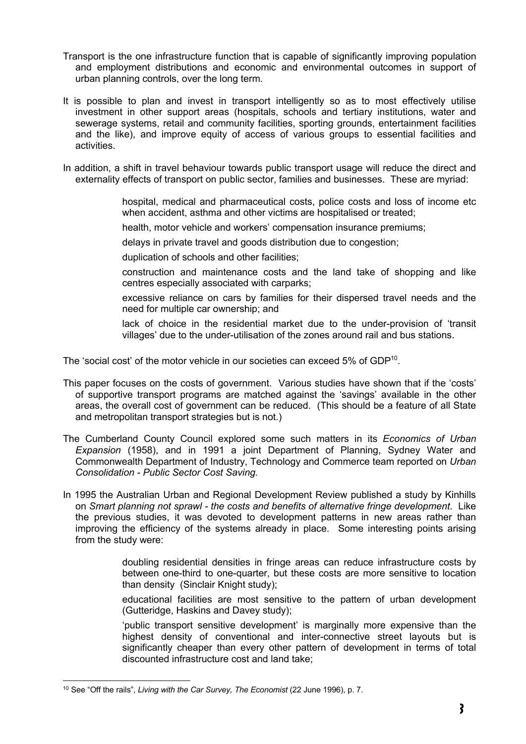Transport is the one infrastructure function that is capable of significantly improving population and employment distributions and economic and environmental outcomes in support of urban planning controls, over the long term.

It is possible to plan and invest in transport intelligently so as to most effectively utilise investment in other support areas (hospitals, schools and tertiary institutions, water and sewerage systems, retail and community facilities, sporting grounds, entertainment facilities and the like), and improve equity of access of various groups to essential facilities and activities.

In addition, a shift in travel behaviour towards public transport usage will reduce the direct and externality effects of transport on public sector, families and businesses. These are myriad:

- hospital, medical and pharmaceutical costs, police costs and loss of income etc when accident, asthma and other victims are hospitalised or treated;
- health, motor vehicle and workers' compensation insurance premiums;
- delays in private travel and goods distribution due to congestion;
- duplication of schools and other facilities;
- construction and maintenance costs and the land take of shopping and like centres especially associated with carparks;
- excessive reliance on cars by families for their dispersed travel needs and the need for multiple car ownership; and
- lack of choice in the residential market due to the under-provision of 'transit villages' due to the under-utilisation of the zones around rail and bus stations.

The 'social cost' of the motor vehicle in our societies can exceed 5% of GDP[10].

This paper focuses on the costs of government. Various studies have shown that if the 'costs' of supportive transport programs are matched against the 'savings' available in the other areas, the overall cost of government can be reduced. (This should be a feature of all State and metropolitan transport strategies but is not.)

The Cumberland County Council explored some such matters in its *Economics of Urban Expansion* (1958), and in 1991 a joint Department of Planning, Sydney Water and Commonwealth Department of Industry, Technology and Commerce team reported on *Urban Consolidation - Public Sector Cost Saving.*

In 1995 the Australian Urban and Regional Development Review published a study by Kinhills on *Smart planning not sprawl - the costs and benefits of alternative fringe development*. Like the previous studies, it was devoted to development patterns in new areas rather than improving the efficiency of the systems already in place. Some interesting points arising from the study were:

- doubling residential densities in fringe areas can reduce infrastructure costs by between one-third to one-quarter, but these costs are more sensitive to location than density (Sinclair Knight study);
- educational facilities are most sensitive to the pattern of urban development (Gutteridge, Haskins and Davey study);
- 'public transport sensitive development' is marginally more expensive than the highest density of conventional and inter-connective street layouts but is significantly cheaper than every other pattern of development in terms of total discounted infrastructure cost and land take;

---

[10] See "Off the rails", *Living with the Car Survey, The Economist* (22 June 1996), p. 7.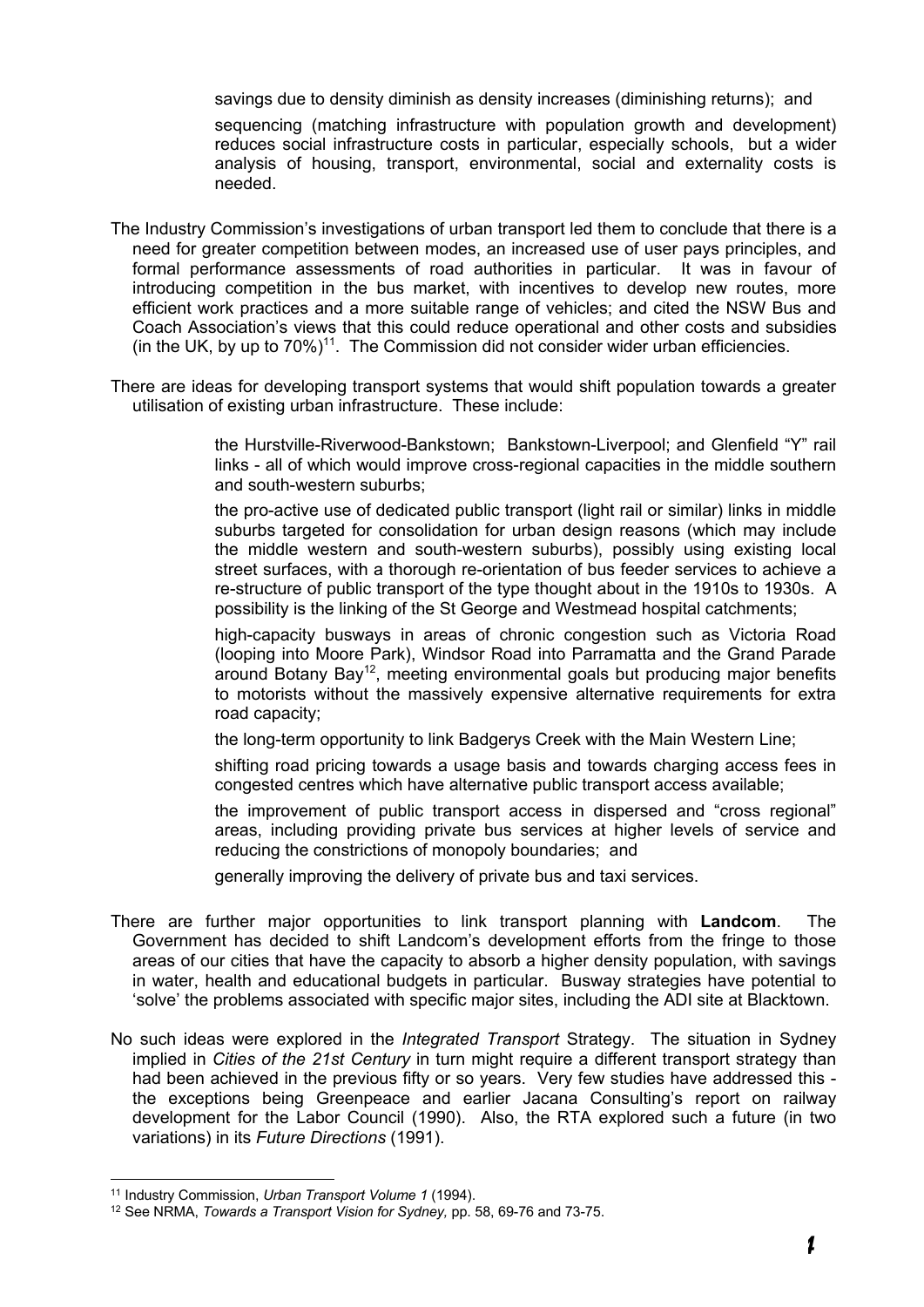savings due to density diminish as density increases (diminishing returns); and

sequencing (matching infrastructure with population growth and development) reduces social infrastructure costs in particular, especially schools, but a wider analysis of housing, transport, environmental, social and externality costs is needed.

The Industry Commission's investigations of urban transport led them to conclude that there is a need for greater competition between modes, an increased use of user pays principles, and formal performance assessments of road authorities in particular. It was in favour of introducing competition in the bus market, with incentives to develop new routes, more efficient work practices and a more suitable range of vehicles; and cited the NSW Bus and Coach Association's views that this could reduce operational and other costs and subsidies (in the UK, by up to 70%)[11]. The Commission did not consider wider urban efficiencies.

There are ideas for developing transport systems that would shift population towards a greater utilisation of existing urban infrastructure. These include:

- the Hurstville-Riverwood-Bankstown; Bankstown-Liverpool; and Glenfield "Y" rail links - all of which would improve cross-regional capacities in the middle southern and south-western suburbs;
- the pro-active use of dedicated public transport (light rail or similar) links in middle suburbs targeted for consolidation for urban design reasons (which may include the middle western and south-western suburbs), possibly using existing local street surfaces, with a thorough re-orientation of bus feeder services to achieve a re-structure of public transport of the type thought about in the 1910s to 1930s. A possibility is the linking of the St George and Westmead hospital catchments;
- high-capacity busways in areas of chronic congestion such as Victoria Road (looping into Moore Park), Windsor Road into Parramatta and the Grand Parade around Botany Bay[12], meeting environmental goals but producing major benefits to motorists without the massively expensive alternative requirements for extra road capacity;
- the long-term opportunity to link Badgerys Creek with the Main Western Line;
- shifting road pricing towards a usage basis and towards charging access fees in congested centres which have alternative public transport access available;
- the improvement of public transport access in dispersed and "cross regional" areas, including providing private bus services at higher levels of service and reducing the constrictions of monopoly boundaries; and
- generally improving the delivery of private bus and taxi services.

There are further major opportunities to link transport planning with **Landcom**. The Government has decided to shift Landcom's development efforts from the fringe to those areas of our cities that have the capacity to absorb a higher density population, with savings in water, health and educational budgets in particular. Busway strategies have potential to 'solve' the problems associated with specific major sites, including the ADI site at Blacktown.

No such ideas were explored in the *Integrated Transport* Strategy. The situation in Sydney implied in *Cities of the 21st Century* in turn might require a different transport strategy than had been achieved in the previous fifty or so years. Very few studies have addressed this - the exceptions being Greenpeace and earlier Jacana Consulting's report on railway development for the Labor Council (1990). Also, the RTA explored such a future (in two variations) in its *Future Directions* (1991).

---

[11] Industry Commission, *Urban Transport Volume 1* (1994).

[12] See NRMA, *Towards a Transport Vision for Sydney,* pp. 58, 69-76 and 73-75.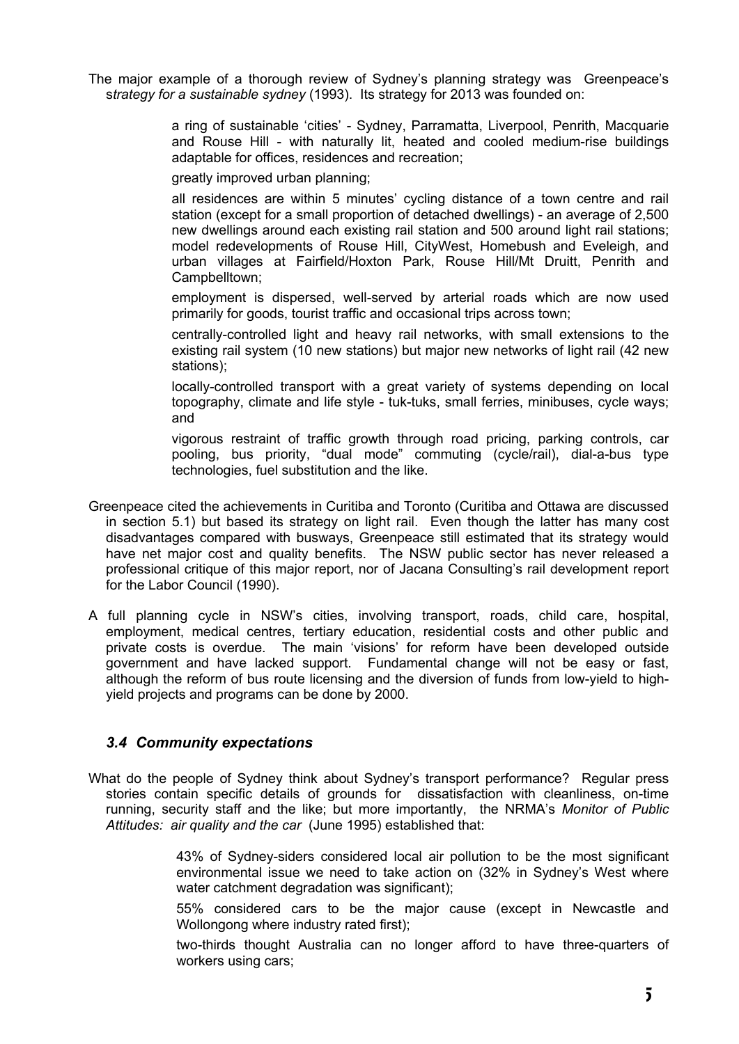The major example of a thorough review of Sydney's planning strategy was Greenpeace's s*trategy for a sustainable sydney* (1993). Its strategy for 2013 was founded on:

> a ring of sustainable 'cities' - Sydney, Parramatta, Liverpool, Penrith, Macquarie and Rouse Hill - with naturally lit, heated and cooled medium-rise buildings adaptable for offices, residences and recreation;
>
> greatly improved urban planning;
>
> all residences are within 5 minutes' cycling distance of a town centre and rail station (except for a small proportion of detached dwellings) - an average of 2,500 new dwellings around each existing rail station and 500 around light rail stations; model redevelopments of Rouse Hill, CityWest, Homebush and Eveleigh, and urban villages at Fairfield/Hoxton Park, Rouse Hill/Mt Druitt, Penrith and Campbelltown;
>
> employment is dispersed, well-served by arterial roads which are now used primarily for goods, tourist traffic and occasional trips across town;
>
> centrally-controlled light and heavy rail networks, with small extensions to the existing rail system (10 new stations) but major new networks of light rail (42 new stations);
>
> locally-controlled transport with a great variety of systems depending on local topography, climate and life style - tuk-tuks, small ferries, minibuses, cycle ways; and
>
> vigorous restraint of traffic growth through road pricing, parking controls, car pooling, bus priority, "dual mode" commuting (cycle/rail), dial-a-bus type technologies, fuel substitution and the like.

Greenpeace cited the achievements in Curitiba and Toronto (Curitiba and Ottawa are discussed in section 5.1) but based its strategy on light rail. Even though the latter has many cost disadvantages compared with busways, Greenpeace still estimated that its strategy would have net major cost and quality benefits. The NSW public sector has never released a professional critique of this major report, nor of Jacana Consulting's rail development report for the Labor Council (1990).

A full planning cycle in NSW's cities, involving transport, roads, child care, hospital, employment, medical centres, tertiary education, residential costs and other public and private costs is overdue. The main 'visions' for reform have been developed outside government and have lacked support. Fundamental change will not be easy or fast, although the reform of bus route licensing and the diversion of funds from low-yield to high-yield projects and programs can be done by 2000.

### *3.4 Community expectations*

What do the people of Sydney think about Sydney's transport performance? Regular press stories contain specific details of grounds for dissatisfaction with cleanliness, on-time running, security staff and the like; but more importantly, the NRMA's *Monitor of Public Attitudes: air quality and the car* (June 1995) established that:

> 43% of Sydney-siders considered local air pollution to be the most significant environmental issue we need to take action on (32% in Sydney's West where water catchment degradation was significant);
>
> 55% considered cars to be the major cause (except in Newcastle and Wollongong where industry rated first);
>
> two-thirds thought Australia can no longer afford to have three-quarters of workers using cars;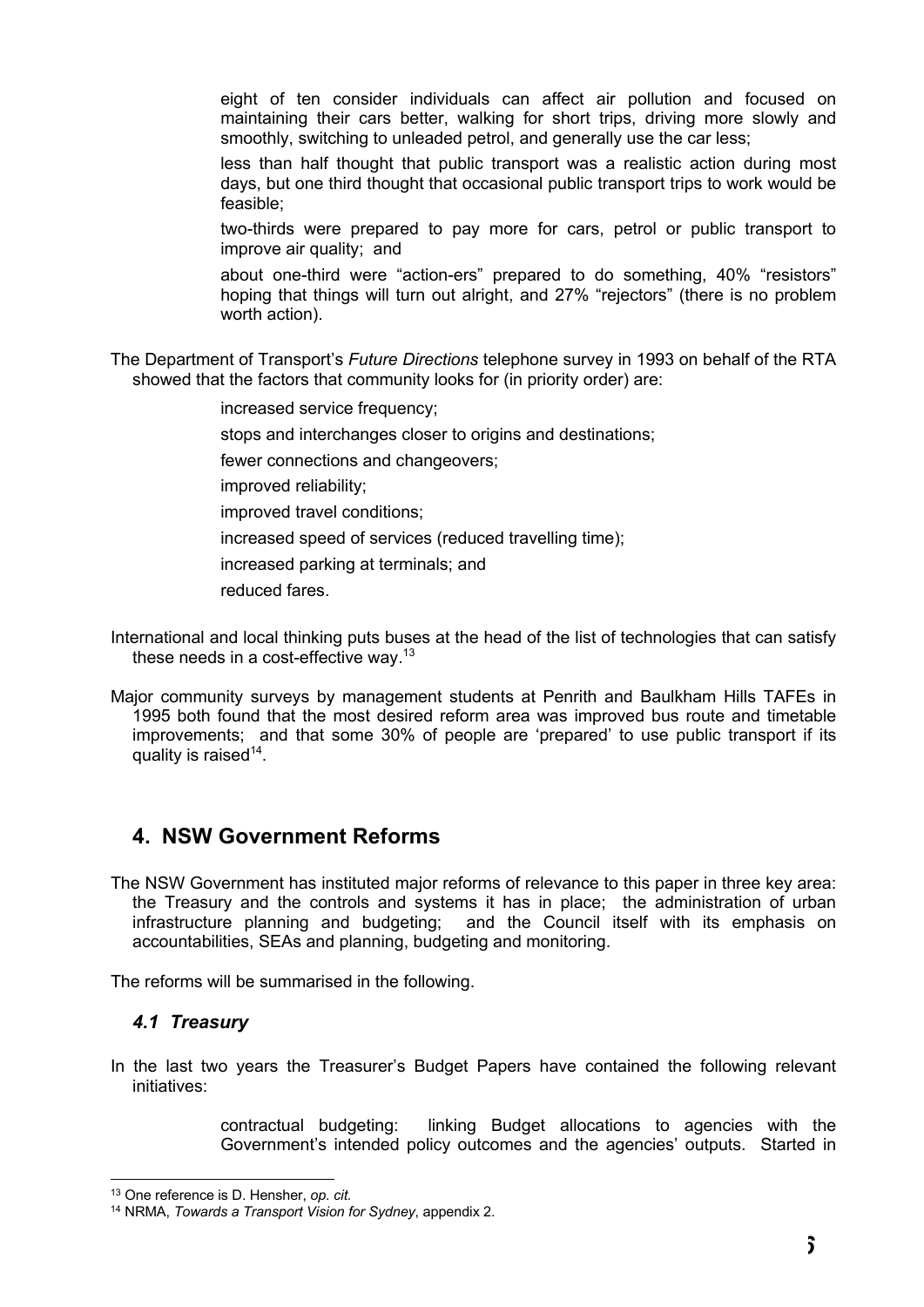- eight of ten consider individuals can affect air pollution and focused on maintaining their cars better, walking for short trips, driving more slowly and smoothly, switching to unleaded petrol, and generally use the car less;
- less than half thought that public transport was a realistic action during most days, but one third thought that occasional public transport trips to work would be feasible;
- two-thirds were prepared to pay more for cars, petrol or public transport to improve air quality; and
- about one-third were "action-ers" prepared to do something, 40% "resistors" hoping that things will turn out alright, and 27% "rejectors" (there is no problem worth action).

The Department of Transport's *Future Directions* telephone survey in 1993 on behalf of the RTA showed that the factors that community looks for (in priority order) are:

- increased service frequency;
- stops and interchanges closer to origins and destinations;
- fewer connections and changeovers;
- improved reliability;
- improved travel conditions;
- increased speed of services (reduced travelling time);
- increased parking at terminals; and
- reduced fares.

International and local thinking puts buses at the head of the list of technologies that can satisfy these needs in a cost-effective way.[13]

Major community surveys by management students at Penrith and Baulkham Hills TAFEs in 1995 both found that the most desired reform area was improved bus route and timetable improvements; and that some 30% of people are 'prepared' to use public transport if its quality is raised[14].

## 4. NSW Government Reforms

The NSW Government has instituted major reforms of relevance to this paper in three key area: the Treasury and the controls and systems it has in place; the administration of urban infrastructure planning and budgeting; and the Council itself with its emphasis on accountabilities, SEAs and planning, budgeting and monitoring.

The reforms will be summarised in the following.

### *4.1 Treasury*

In the last two years the Treasurer's Budget Papers have contained the following relevant initiatives:

- contractual budgeting: linking Budget allocations to agencies with the Government's intended policy outcomes and the agencies' outputs. Started in

---

[13] One reference is D. Hensher, *op. cit.*

[14] NRMA, *Towards a Transport Vision for Sydney*, appendix 2.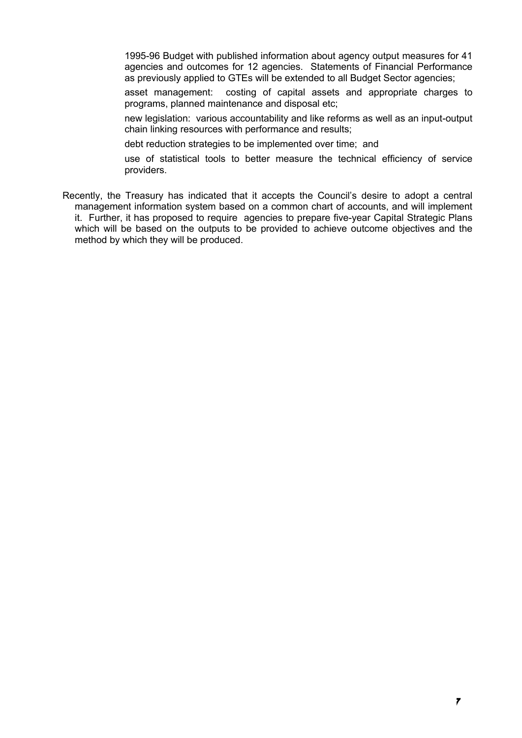1995-96 Budget with published information about agency output measures for 41 agencies and outcomes for 12 agencies. Statements of Financial Performance as previously applied to GTEs will be extended to all Budget Sector agencies;

asset management: costing of capital assets and appropriate charges to programs, planned maintenance and disposal etc;

new legislation: various accountability and like reforms as well as an input-output chain linking resources with performance and results;

debt reduction strategies to be implemented over time; and

use of statistical tools to better measure the technical efficiency of service providers.

Recently, the Treasury has indicated that it accepts the Council's desire to adopt a central management information system based on a common chart of accounts, and will implement it. Further, it has proposed to require agencies to prepare five-year Capital Strategic Plans which will be based on the outputs to be provided to achieve outcome objectives and the method by which they will be produced.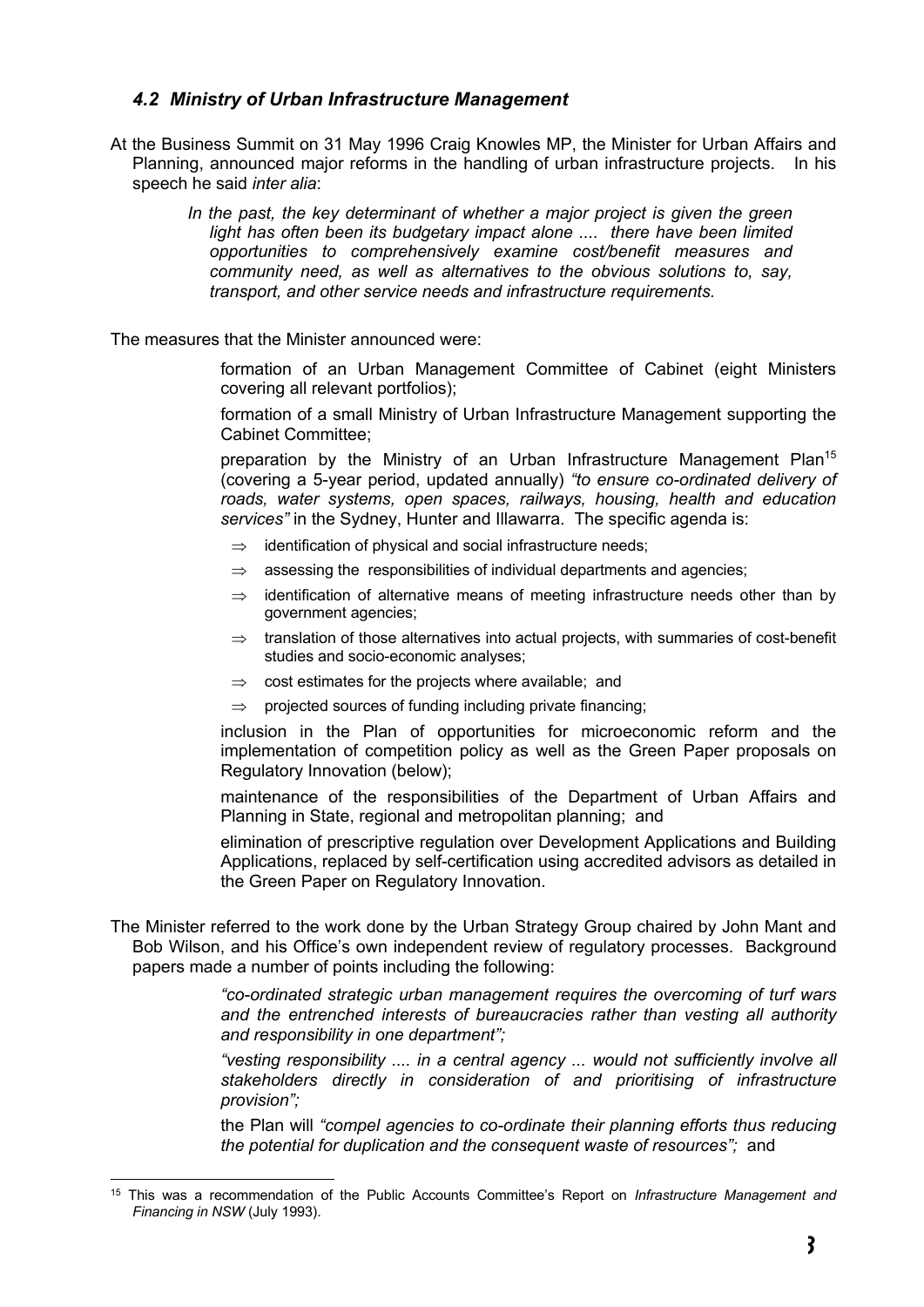### *4.2 Ministry of Urban Infrastructure Management*

At the Business Summit on 31 May 1996 Craig Knowles MP, the Minister for Urban Affairs and Planning, announced major reforms in the handling of urban infrastructure projects. In his speech he said *inter alia*:

> *In the past, the key determinant of whether a major project is given the green light has often been its budgetary impact alone .... there have been limited opportunities to comprehensively examine cost/benefit measures and community need, as well as alternatives to the obvious solutions to, say, transport, and other service needs and infrastructure requirements.*

The measures that the Minister announced were:

- formation of an Urban Management Committee of Cabinet (eight Ministers covering all relevant portfolios);
- formation of a small Ministry of Urban Infrastructure Management supporting the Cabinet Committee;
- preparation by the Ministry of an Urban Infrastructure Management Plan[15] (covering a 5-year period, updated annually) *"to ensure co-ordinated delivery of roads, water systems, open spaces, railways, housing, health and education services"* in the Sydney, Hunter and Illawarra. The specific agenda is:
  - ⇒ identification of physical and social infrastructure needs;
  - ⇒ assessing the responsibilities of individual departments and agencies;
  - ⇒ identification of alternative means of meeting infrastructure needs other than by government agencies;
  - ⇒ translation of those alternatives into actual projects, with summaries of cost-benefit studies and socio-economic analyses;
  - ⇒ cost estimates for the projects where available; and
  - ⇒ projected sources of funding including private financing;
- inclusion in the Plan of opportunities for microeconomic reform and the implementation of competition policy as well as the Green Paper proposals on Regulatory Innovation (below);
- maintenance of the responsibilities of the Department of Urban Affairs and Planning in State, regional and metropolitan planning; and
- elimination of prescriptive regulation over Development Applications and Building Applications, replaced by self-certification using accredited advisors as detailed in the Green Paper on Regulatory Innovation.

The Minister referred to the work done by the Urban Strategy Group chaired by John Mant and Bob Wilson, and his Office's own independent review of regulatory processes. Background papers made a number of points including the following:

- *"co-ordinated strategic urban management requires the overcoming of turf wars and the entrenched interests of bureaucracies rather than vesting all authority and responsibility in one department";*
- *"vesting responsibility .... in a central agency ... would not sufficiently involve all stakeholders directly in consideration of and prioritising of infrastructure provision";*
- the Plan will *"compel agencies to co-ordinate their planning efforts thus reducing the potential for duplication and the consequent waste of resources";* and

---

[15] This was a recommendation of the Public Accounts Committee's Report on *Infrastructure Management and Financing in NSW* (July 1993).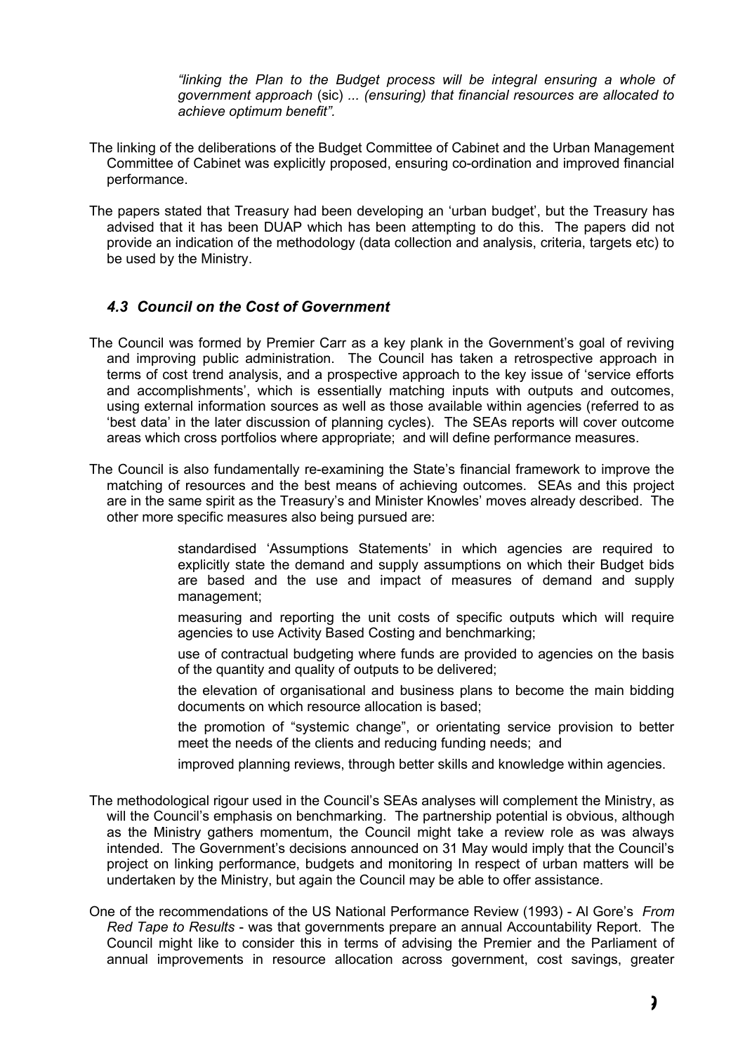*"linking the Plan to the Budget process will be integral ensuring a whole of government approach* (sic) *... (ensuring) that financial resources are allocated to achieve optimum benefit"*.

The linking of the deliberations of the Budget Committee of Cabinet and the Urban Management Committee of Cabinet was explicitly proposed, ensuring co-ordination and improved financial performance.

The papers stated that Treasury had been developing an 'urban budget', but the Treasury has advised that it has been DUAP which has been attempting to do this. The papers did not provide an indication of the methodology (data collection and analysis, criteria, targets etc) to be used by the Ministry.

### *4.3 Council on the Cost of Government*

The Council was formed by Premier Carr as a key plank in the Government's goal of reviving and improving public administration. The Council has taken a retrospective approach in terms of cost trend analysis, and a prospective approach to the key issue of 'service efforts and accomplishments', which is essentially matching inputs with outputs and outcomes, using external information sources as well as those available within agencies (referred to as 'best data' in the later discussion of planning cycles). The SEAs reports will cover outcome areas which cross portfolios where appropriate; and will define performance measures.

The Council is also fundamentally re-examining the State's financial framework to improve the matching of resources and the best means of achieving outcomes. SEAs and this project are in the same spirit as the Treasury's and Minister Knowles' moves already described. The other more specific measures also being pursued are:

- standardised 'Assumptions Statements' in which agencies are required to explicitly state the demand and supply assumptions on which their Budget bids are based and the use and impact of measures of demand and supply management;
- measuring and reporting the unit costs of specific outputs which will require agencies to use Activity Based Costing and benchmarking;
- use of contractual budgeting where funds are provided to agencies on the basis of the quantity and quality of outputs to be delivered;
- the elevation of organisational and business plans to become the main bidding documents on which resource allocation is based;
- the promotion of "systemic change", or orientating service provision to better meet the needs of the clients and reducing funding needs; and
- improved planning reviews, through better skills and knowledge within agencies.

The methodological rigour used in the Council's SEAs analyses will complement the Ministry, as will the Council's emphasis on benchmarking. The partnership potential is obvious, although as the Ministry gathers momentum, the Council might take a review role as was always intended. The Government's decisions announced on 31 May would imply that the Council's project on linking performance, budgets and monitoring In respect of urban matters will be undertaken by the Ministry, but again the Council may be able to offer assistance.

One of the recommendations of the US National Performance Review (1993) - Al Gore's *From Red Tape to Results* - was that governments prepare an annual Accountability Report. The Council might like to consider this in terms of advising the Premier and the Parliament of annual improvements in resource allocation across government, cost savings, greater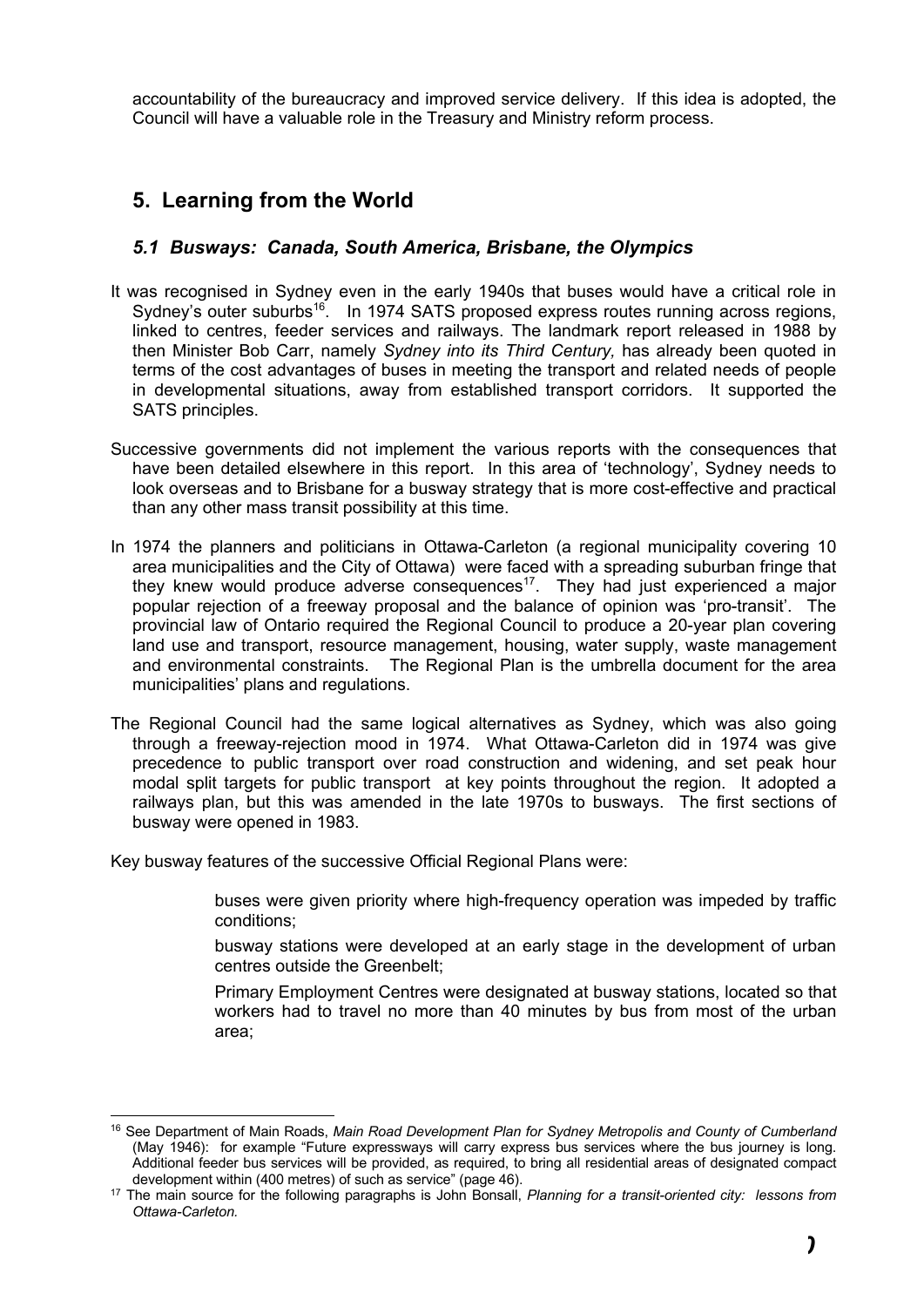accountability of the bureaucracy and improved service delivery. If this idea is adopted, the Council will have a valuable role in the Treasury and Ministry reform process.

## 5. Learning from the World

### *5.1 Busways: Canada, South America, Brisbane, the Olympics*

It was recognised in Sydney even in the early 1940s that buses would have a critical role in Sydney's outer suburbs[16]. In 1974 SATS proposed express routes running across regions, linked to centres, feeder services and railways. The landmark report released in 1988 by then Minister Bob Carr, namely *Sydney into its Third Century,* has already been quoted in terms of the cost advantages of buses in meeting the transport and related needs of people in developmental situations, away from established transport corridors. It supported the SATS principles.

Successive governments did not implement the various reports with the consequences that have been detailed elsewhere in this report. In this area of 'technology', Sydney needs to look overseas and to Brisbane for a busway strategy that is more cost-effective and practical than any other mass transit possibility at this time.

In 1974 the planners and politicians in Ottawa-Carleton (a regional municipality covering 10 area municipalities and the City of Ottawa) were faced with a spreading suburban fringe that they knew would produce adverse consequences[17]. They had just experienced a major popular rejection of a freeway proposal and the balance of opinion was 'pro-transit'. The provincial law of Ontario required the Regional Council to produce a 20-year plan covering land use and transport, resource management, housing, water supply, waste management and environmental constraints. The Regional Plan is the umbrella document for the area municipalities' plans and regulations.

The Regional Council had the same logical alternatives as Sydney, which was also going through a freeway-rejection mood in 1974. What Ottawa-Carleton did in 1974 was give precedence to public transport over road construction and widening, and set peak hour modal split targets for public transport at key points throughout the region. It adopted a railways plan, but this was amended in the late 1970s to busways. The first sections of busway were opened in 1983.

Key busway features of the successive Official Regional Plans were:

- buses were given priority where high-frequency operation was impeded by traffic conditions;
- busway stations were developed at an early stage in the development of urban centres outside the Greenbelt;
- Primary Employment Centres were designated at busway stations, located so that workers had to travel no more than 40 minutes by bus from most of the urban area;

---

[16] See Department of Main Roads, *Main Road Development Plan for Sydney Metropolis and County of Cumberland* (May 1946): for example "Future expressways will carry express bus services where the bus journey is long. Additional feeder bus services will be provided, as required, to bring all residential areas of designated compact development within (400 metres) of such as service" (page 46).

[17] The main source for the following paragraphs is John Bonsall, *Planning for a transit-oriented city: lessons from Ottawa-Carleton.*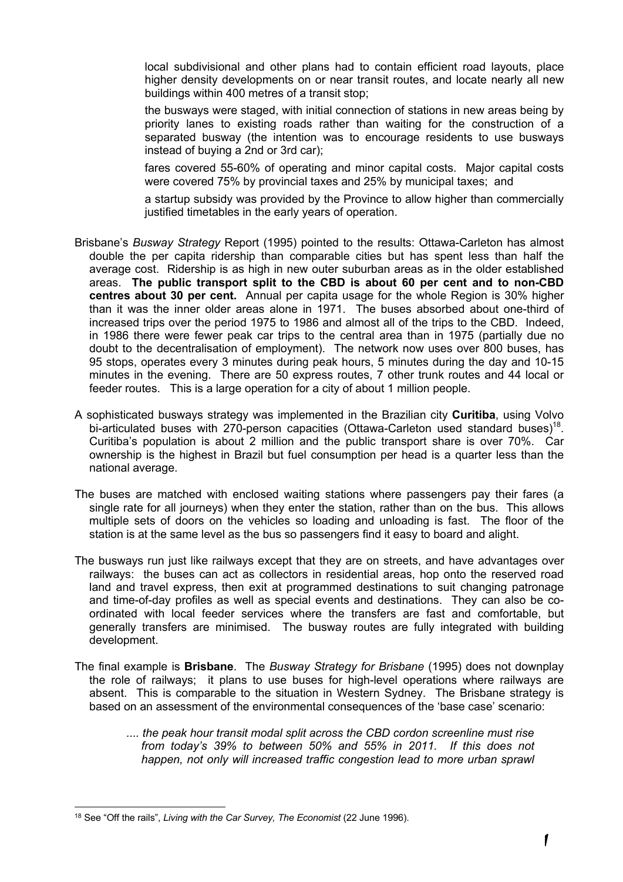local subdivisional and other plans had to contain efficient road layouts, place higher density developments on or near transit routes, and locate nearly all new buildings within 400 metres of a transit stop;

the busways were staged, with initial connection of stations in new areas being by priority lanes to existing roads rather than waiting for the construction of a separated busway (the intention was to encourage residents to use busways instead of buying a 2nd or 3rd car);

fares covered 55-60% of operating and minor capital costs. Major capital costs were covered 75% by provincial taxes and 25% by municipal taxes; and

a startup subsidy was provided by the Province to allow higher than commercially justified timetables in the early years of operation.

Brisbane's *Busway Strategy* Report (1995) pointed to the results: Ottawa-Carleton has almost double the per capita ridership than comparable cities but has spent less than half the average cost. Ridership is as high in new outer suburban areas as in the older established areas. **The public transport split to the CBD is about 60 per cent and to non-CBD centres about 30 per cent.** Annual per capita usage for the whole Region is 30% higher than it was the inner older areas alone in 1971. The buses absorbed about one-third of increased trips over the period 1975 to 1986 and almost all of the trips to the CBD. Indeed, in 1986 there were fewer peak car trips to the central area than in 1975 (partially due no doubt to the decentralisation of employment). The network now uses over 800 buses, has 95 stops, operates every 3 minutes during peak hours, 5 minutes during the day and 10-15 minutes in the evening. There are 50 express routes, 7 other trunk routes and 44 local or feeder routes. This is a large operation for a city of about 1 million people.

A sophisticated busways strategy was implemented in the Brazilian city **Curitiba**, using Volvo bi-articulated buses with 270-person capacities (Ottawa-Carleton used standard buses)[18]. Curitiba's population is about 2 million and the public transport share is over 70%. Car ownership is the highest in Brazil but fuel consumption per head is a quarter less than the national average.

The buses are matched with enclosed waiting stations where passengers pay their fares (a single rate for all journeys) when they enter the station, rather than on the bus. This allows multiple sets of doors on the vehicles so loading and unloading is fast. The floor of the station is at the same level as the bus so passengers find it easy to board and alight.

The busways run just like railways except that they are on streets, and have advantages over railways: the buses can act as collectors in residential areas, hop onto the reserved road land and travel express, then exit at programmed destinations to suit changing patronage and time-of-day profiles as well as special events and destinations. They can also be co-ordinated with local feeder services where the transfers are fast and comfortable, but generally transfers are minimised. The busway routes are fully integrated with building development.

The final example is **Brisbane**. The *Busway Strategy for Brisbane* (1995) does not downplay the role of railways; it plans to use buses for high-level operations where railways are absent. This is comparable to the situation in Western Sydney. The Brisbane strategy is based on an assessment of the environmental consequences of the 'base case' scenario:

> *.... the peak hour transit modal split across the CBD cordon screenline must rise from today's 39% to between 50% and 55% in 2011. If this does not happen, not only will increased traffic congestion lead to more urban sprawl*

---

[18] See "Off the rails", *Living with the Car Survey, The Economist* (22 June 1996).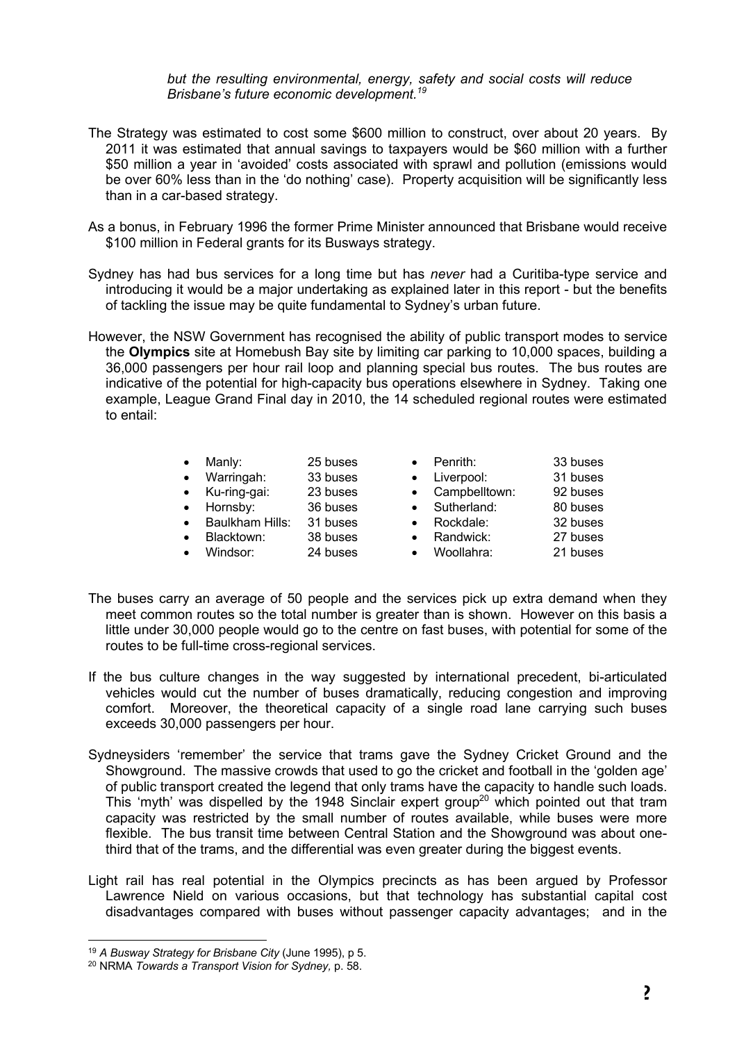*but the resulting environmental, energy, safety and social costs will reduce Brisbane's future economic development.*[19]

The Strategy was estimated to cost some $600 million to construct, over about 20 years. By 2011 it was estimated that annual savings to taxpayers would be $60 million with a further $50 million a year in 'avoided' costs associated with sprawl and pollution (emissions would be over 60% less than in the 'do nothing' case). Property acquisition will be significantly less than in a car-based strategy.

As a bonus, in February 1996 the former Prime Minister announced that Brisbane would receive $100 million in Federal grants for its Busways strategy.

Sydney has had bus services for a long time but has *never* had a Curitiba-type service and introducing it would be a major undertaking as explained later in this report - but the benefits of tackling the issue may be quite fundamental to Sydney's urban future.

However, the NSW Government has recognised the ability of public transport modes to service the **Olympics** site at Homebush Bay site by limiting car parking to 10,000 spaces, building a 36,000 passengers per hour rail loop and planning special bus routes. The bus routes are indicative of the potential for high-capacity bus operations elsewhere in Sydney. Taking one example, League Grand Final day in 2010, the 14 scheduled regional routes were estimated to entail:

- Manly: 25 buses
- Warringah: 33 buses
- Ku-ring-gai: 23 buses
- Hornsby: 36 buses
- Baulkham Hills: 31 buses
- Blacktown: 38 buses
- Windsor: 24 buses
- Penrith: 33 buses
- Liverpool: 31 buses
- Campbelltown: 92 buses
- Sutherland: 80 buses
- Rockdale: 32 buses
- Randwick: 27 buses
- Woollahra: 21 buses

The buses carry an average of 50 people and the services pick up extra demand when they meet common routes so the total number is greater than is shown. However on this basis a little under 30,000 people would go to the centre on fast buses, with potential for some of the routes to be full-time cross-regional services.

If the bus culture changes in the way suggested by international precedent, bi-articulated vehicles would cut the number of buses dramatically, reducing congestion and improving comfort. Moreover, the theoretical capacity of a single road lane carrying such buses exceeds 30,000 passengers per hour.

Sydneysiders 'remember' the service that trams gave the Sydney Cricket Ground and the Showground. The massive crowds that used to go the cricket and football in the 'golden age' of public transport created the legend that only trams have the capacity to handle such loads. This 'myth' was dispelled by the 1948 Sinclair expert group[20] which pointed out that tram capacity was restricted by the small number of routes available, while buses were more flexible. The bus transit time between Central Station and the Showground was about one-third that of the trams, and the differential was even greater during the biggest events.

Light rail has real potential in the Olympics precincts as has been argued by Professor Lawrence Nield on various occasions, but that technology has substantial capital cost disadvantages compared with buses without passenger capacity advantages; and in the

---

[19] *A Busway Strategy for Brisbane City* (June 1995), p 5.

[20] NRMA *Towards a Transport Vision for Sydney,* p. 58.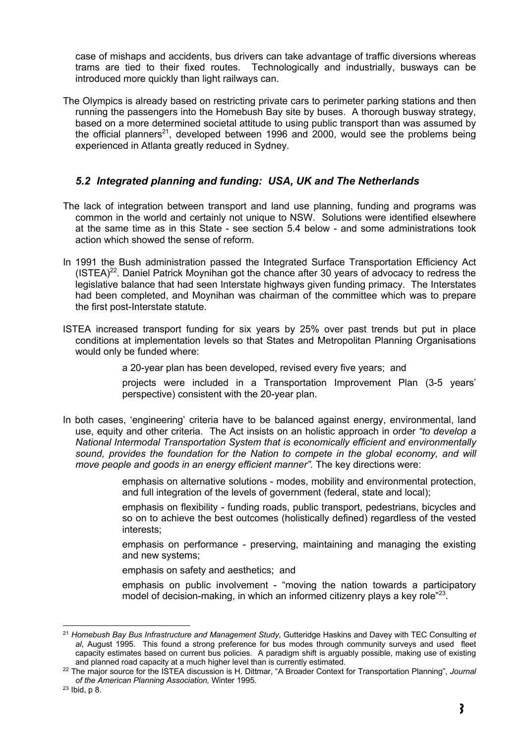case of mishaps and accidents, bus drivers can take advantage of traffic diversions whereas trams are tied to their fixed routes. Technologically and industrially, busways can be introduced more quickly than light railways can.

The Olympics is already based on restricting private cars to perimeter parking stations and then running the passengers into the Homebush Bay site by buses. A thorough busway strategy, based on a more determined societal attitude to using public transport than was assumed by the official planners[21], developed between 1996 and 2000, would see the problems being experienced in Atlanta greatly reduced in Sydney.

### *5.2 Integrated planning and funding: USA, UK and The Netherlands*

The lack of integration between transport and land use planning, funding and programs was common in the world and certainly not unique to NSW. Solutions were identified elsewhere at the same time as in this State - see section 5.4 below - and some administrations took action which showed the sense of reform.

In 1991 the Bush administration passed the Integrated Surface Transportation Efficiency Act (ISTEA)[22]. Daniel Patrick Moynihan got the chance after 30 years of advocacy to redress the legislative balance that had seen Interstate highways given funding primacy. The Interstates had been completed, and Moynihan was chairman of the committee which was to prepare the first post-Interstate statute.

ISTEA increased transport funding for six years by 25% over past trends but put in place conditions at implementation levels so that States and Metropolitan Planning Organisations would only be funded where:

- a 20-year plan has been developed, revised every five years; and
- projects were included in a Transportation Improvement Plan (3-5 years' perspective) consistent with the 20-year plan.

In both cases, 'engineering' criteria have to be balanced against energy, environmental, land use, equity and other criteria. The Act insists on an holistic approach in order *"to develop a National Intermodal Transportation System that is economically efficient and environmentally sound, provides the foundation for the Nation to compete in the global economy, and will move people and goods in an energy efficient manner".* The key directions were:

- emphasis on alternative solutions - modes, mobility and environmental protection, and full integration of the levels of government (federal, state and local);
- emphasis on flexibility - funding roads, public transport, pedestrians, bicycles and so on to achieve the best outcomes (holistically defined) regardless of the vested interests;
- emphasis on performance - preserving, maintaining and managing the existing and new systems;
- emphasis on safety and aesthetics; and
- emphasis on public involvement - "moving the nation towards a participatory model of decision-making, in which an informed citizenry plays a key role"[23].

---

[21] *Homebush Bay Bus Infrastructure and Management Study*, Gutteridge Haskins and Davey with TEC Consulting *et al*, August 1995. This found a strong preference for bus modes through community surveys and used fleet capacity estimates based on current bus policies. A paradigm shift is arguably possible, making use of existing and planned road capacity at a much higher level than is currently estimated.

[22] The major source for the ISTEA discussion is H. Dittmar, "A Broader Context for Transportation Planning", *Journal of the American Planning Association,* Winter 1995.

[23] Ibid, p 8.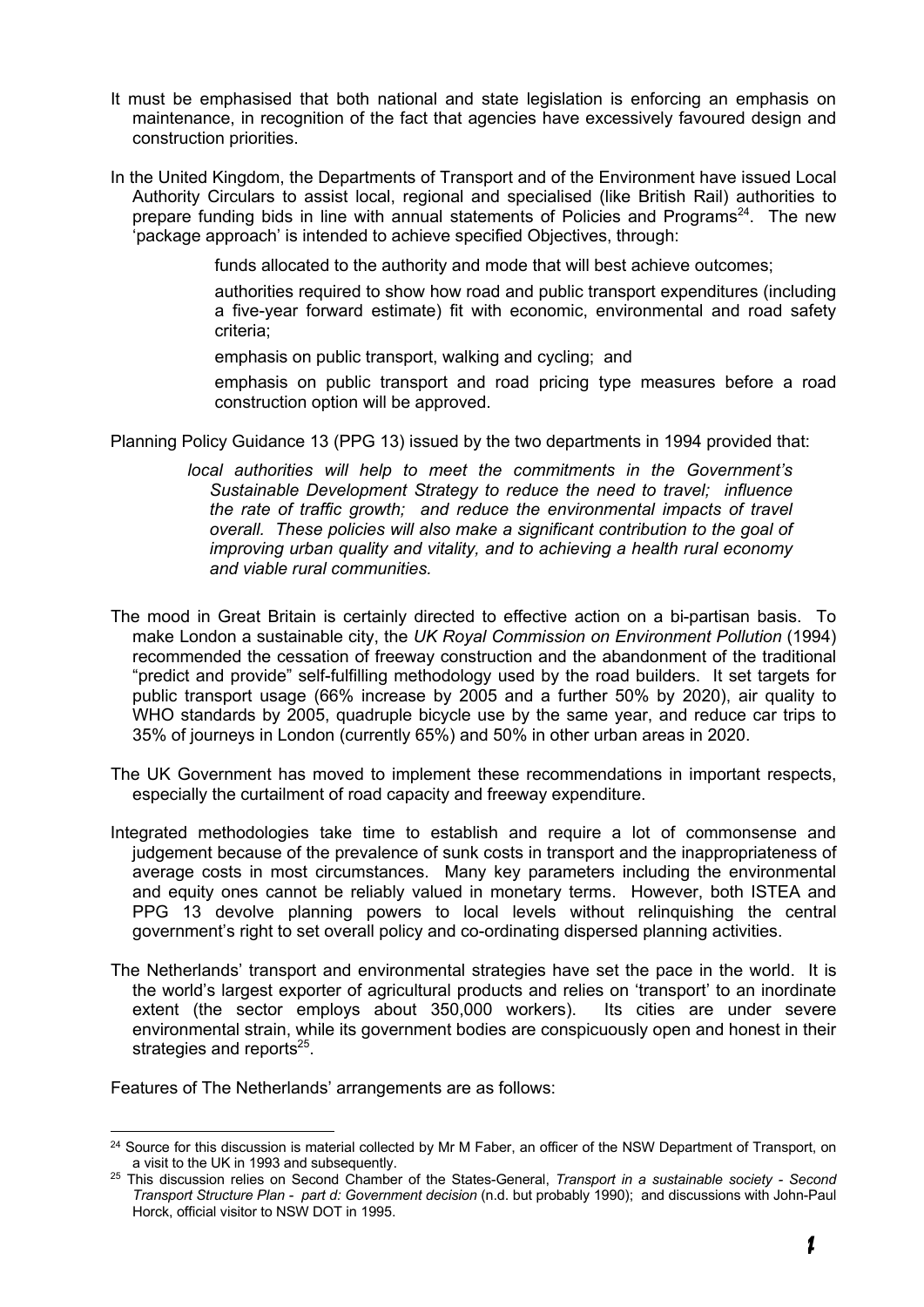It must be emphasised that both national and state legislation is enforcing an emphasis on maintenance, in recognition of the fact that agencies have excessively favoured design and construction priorities.

In the United Kingdom, the Departments of Transport and of the Environment have issued Local Authority Circulars to assist local, regional and specialised (like British Rail) authorities to prepare funding bids in line with annual statements of Policies and Programs[24]. The new 'package approach' is intended to achieve specified Objectives, through:

- funds allocated to the authority and mode that will best achieve outcomes;
- authorities required to show how road and public transport expenditures (including a five-year forward estimate) fit with economic, environmental and road safety criteria;
- emphasis on public transport, walking and cycling; and
- emphasis on public transport and road pricing type measures before a road construction option will be approved.

Planning Policy Guidance 13 (PPG 13) issued by the two departments in 1994 provided that:

> *local authorities will help to meet the commitments in the Government's Sustainable Development Strategy to reduce the need to travel; influence the rate of traffic growth; and reduce the environmental impacts of travel overall. These policies will also make a significant contribution to the goal of improving urban quality and vitality, and to achieving a health rural economy and viable rural communities.*

The mood in Great Britain is certainly directed to effective action on a bi-partisan basis. To make London a sustainable city, the *UK Royal Commission on Environment Pollution* (1994) recommended the cessation of freeway construction and the abandonment of the traditional "predict and provide" self-fulfilling methodology used by the road builders. It set targets for public transport usage (66% increase by 2005 and a further 50% by 2020), air quality to WHO standards by 2005, quadruple bicycle use by the same year, and reduce car trips to 35% of journeys in London (currently 65%) and 50% in other urban areas in 2020.

The UK Government has moved to implement these recommendations in important respects, especially the curtailment of road capacity and freeway expenditure.

Integrated methodologies take time to establish and require a lot of commonsense and judgement because of the prevalence of sunk costs in transport and the inappropriateness of average costs in most circumstances. Many key parameters including the environmental and equity ones cannot be reliably valued in monetary terms. However, both ISTEA and PPG 13 devolve planning powers to local levels without relinquishing the central government's right to set overall policy and co-ordinating dispersed planning activities.

The Netherlands' transport and environmental strategies have set the pace in the world. It is the world's largest exporter of agricultural products and relies on 'transport' to an inordinate extent (the sector employs about 350,000 workers). Its cities are under severe environmental strain, while its government bodies are conspicuously open and honest in their strategies and reports[25].

Features of The Netherlands' arrangements are as follows:

---

[24] Source for this discussion is material collected by Mr M Faber, an officer of the NSW Department of Transport, on a visit to the UK in 1993 and subsequently.

[25] This discussion relies on Second Chamber of the States-General, *Transport in a sustainable society - Second Transport Structure Plan - part d: Government decision* (n.d. but probably 1990); and discussions with John-Paul Horck, official visitor to NSW DOT in 1995.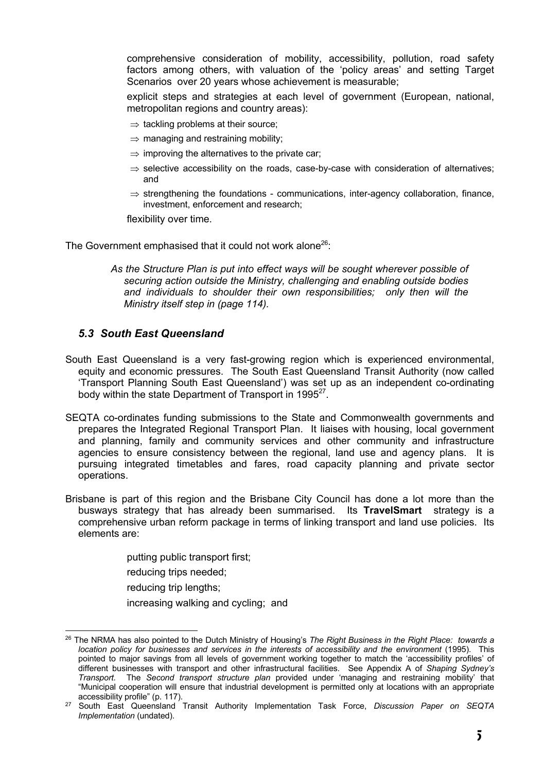comprehensive consideration of mobility, accessibility, pollution, road safety factors among others, with valuation of the 'policy areas' and setting Target Scenarios over 20 years whose achievement is measurable;

explicit steps and strategies at each level of government (European, national, metropolitan regions and country areas):

- ⇒ tackling problems at their source;
- ⇒ managing and restraining mobility;
- ⇒ improving the alternatives to the private car;
- ⇒ selective accessibility on the roads, case-by-case with consideration of alternatives; and
- ⇒ strengthening the foundations - communications, inter-agency collaboration, finance, investment, enforcement and research;

flexibility over time.

The Government emphasised that it could not work alone[26]:

> *As the Structure Plan is put into effect ways will be sought wherever possible of securing action outside the Ministry, challenging and enabling outside bodies and individuals to shoulder their own responsibilities; only then will the Ministry itself step in (page 114).*

### *5.3 South East Queensland*

South East Queensland is a very fast-growing region which is experienced environmental, equity and economic pressures. The South East Queensland Transit Authority (now called 'Transport Planning South East Queensland') was set up as an independent co-ordinating body within the state Department of Transport in 1995[27].

SEQTA co-ordinates funding submissions to the State and Commonwealth governments and prepares the Integrated Regional Transport Plan. It liaises with housing, local government and planning, family and community services and other community and infrastructure agencies to ensure consistency between the regional, land use and agency plans. It is pursuing integrated timetables and fares, road capacity planning and private sector operations.

Brisbane is part of this region and the Brisbane City Council has done a lot more than the busways strategy that has already been summarised. Its **TravelSmart** strategy is a comprehensive urban reform package in terms of linking transport and land use policies. Its elements are:

putting public transport first;

reducing trips needed;

reducing trip lengths;

increasing walking and cycling; and

---

[26] The NRMA has also pointed to the Dutch Ministry of Housing's *The Right Business in the Right Place: towards a location policy for businesses and services in the interests of accessibility and the environment* (1995). This pointed to major savings from all levels of government working together to match the 'accessibility profiles' of different businesses with transport and other infrastructural facilities. See Appendix A of *Shaping Sydney's Transport*. The *Second transport structure plan* provided under 'managing and restraining mobility' that "Municipal cooperation will ensure that industrial development is permitted only at locations with an appropriate accessibility profile" (p. 117).

[27] South East Queensland Transit Authority Implementation Task Force, *Discussion Paper on SEQTA Implementation* (undated).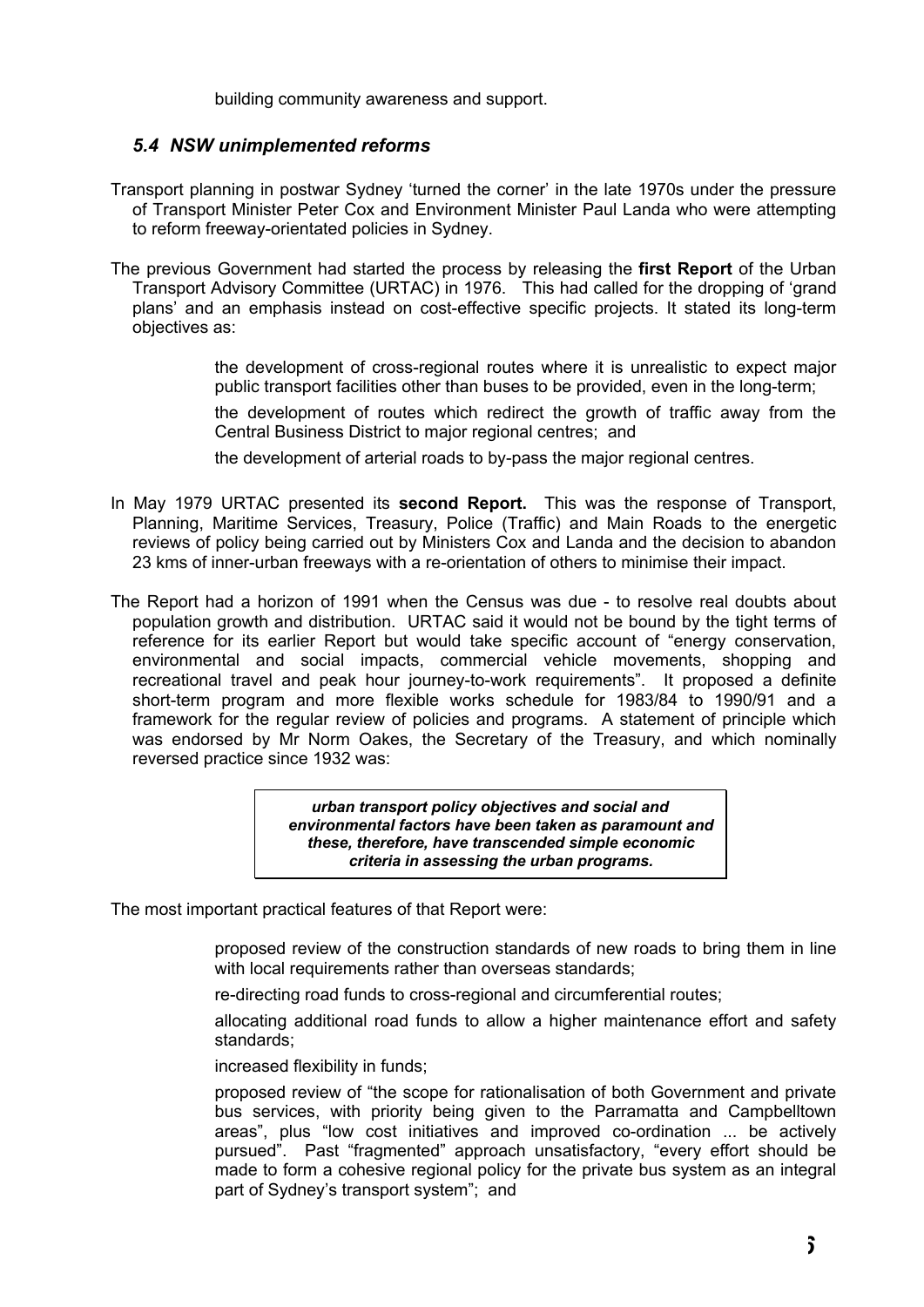building community awareness and support.

### *5.4 NSW unimplemented reforms*

Transport planning in postwar Sydney 'turned the corner' in the late 1970s under the pressure of Transport Minister Peter Cox and Environment Minister Paul Landa who were attempting to reform freeway-orientated policies in Sydney.

The previous Government had started the process by releasing the **first Report** of the Urban Transport Advisory Committee (URTAC) in 1976. This had called for the dropping of 'grand plans' and an emphasis instead on cost-effective specific projects. It stated its long-term objectives as:

- the development of cross-regional routes where it is unrealistic to expect major public transport facilities other than buses to be provided, even in the long-term;
- the development of routes which redirect the growth of traffic away from the Central Business District to major regional centres; and
- the development of arterial roads to by-pass the major regional centres.

In May 1979 URTAC presented its **second Report.** This was the response of Transport, Planning, Maritime Services, Treasury, Police (Traffic) and Main Roads to the energetic reviews of policy being carried out by Ministers Cox and Landa and the decision to abandon 23 kms of inner-urban freeways with a re-orientation of others to minimise their impact.

The Report had a horizon of 1991 when the Census was due - to resolve real doubts about population growth and distribution. URTAC said it would not be bound by the tight terms of reference for its earlier Report but would take specific account of "energy conservation, environmental and social impacts, commercial vehicle movements, shopping and recreational travel and peak hour journey-to-work requirements". It proposed a definite short-term program and more flexible works schedule for 1983/84 to 1990/91 and a framework for the regular review of policies and programs. A statement of principle which was endorsed by Mr Norm Oakes, the Secretary of the Treasury, and which nominally reversed practice since 1932 was:

> ***urban transport policy objectives and social and environmental factors have been taken as paramount and these, therefore, have transcended simple economic criteria in assessing the urban programs.***

The most important practical features of that Report were:

- proposed review of the construction standards of new roads to bring them in line with local requirements rather than overseas standards;
- re-directing road funds to cross-regional and circumferential routes;
- allocating additional road funds to allow a higher maintenance effort and safety standards;
- increased flexibility in funds;
- proposed review of "the scope for rationalisation of both Government and private bus services, with priority being given to the Parramatta and Campbelltown areas", plus "low cost initiatives and improved co-ordination ... be actively pursued". Past "fragmented" approach unsatisfactory, "every effort should be made to form a cohesive regional policy for the private bus system as an integral part of Sydney's transport system"; and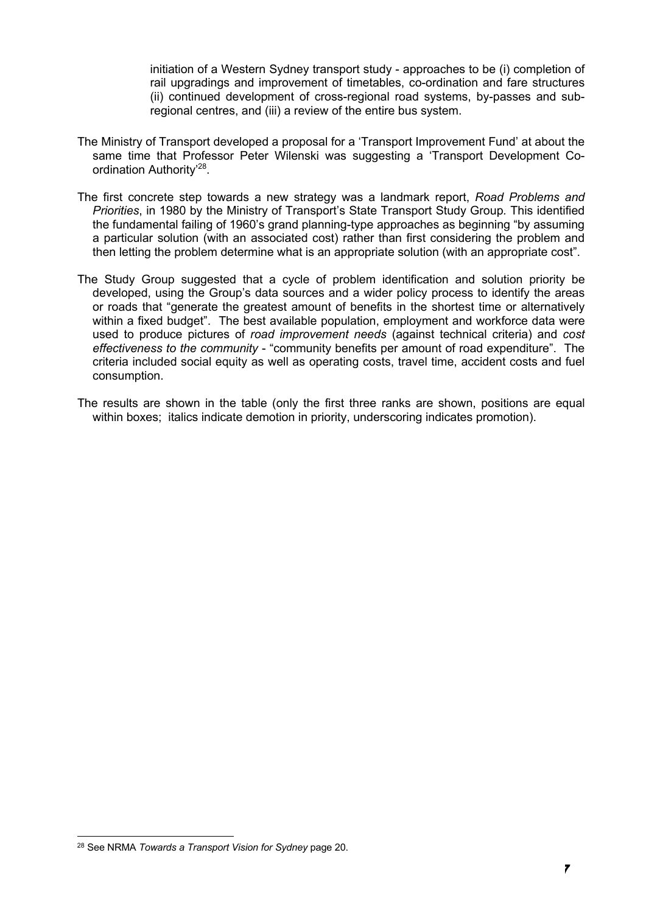initiation of a Western Sydney transport study - approaches to be (i) completion of rail upgradings and improvement of timetables, co-ordination and fare structures (ii) continued development of cross-regional road systems, by-passes and sub-regional centres, and (iii) a review of the entire bus system.

The Ministry of Transport developed a proposal for a 'Transport Improvement Fund' at about the same time that Professor Peter Wilenski was suggesting a 'Transport Development Co-ordination Authority'[28].

The first concrete step towards a new strategy was a landmark report, *Road Problems and Priorities*, in 1980 by the Ministry of Transport's State Transport Study Group. This identified the fundamental failing of 1960's grand planning-type approaches as beginning "by assuming a particular solution (with an associated cost) rather than first considering the problem and then letting the problem determine what is an appropriate solution (with an appropriate cost".

The Study Group suggested that a cycle of problem identification and solution priority be developed, using the Group's data sources and a wider policy process to identify the areas or roads that "generate the greatest amount of benefits in the shortest time or alternatively within a fixed budget". The best available population, employment and workforce data were used to produce pictures of *road improvement needs* (against technical criteria) and *cost effectiveness to the community* - "community benefits per amount of road expenditure". The criteria included social equity as well as operating costs, travel time, accident costs and fuel consumption.

The results are shown in the table (only the first three ranks are shown, positions are equal within boxes; italics indicate demotion in priority, underscoring indicates promotion).

---

[28] See NRMA *Towards a Transport Vision for Sydney* page 20.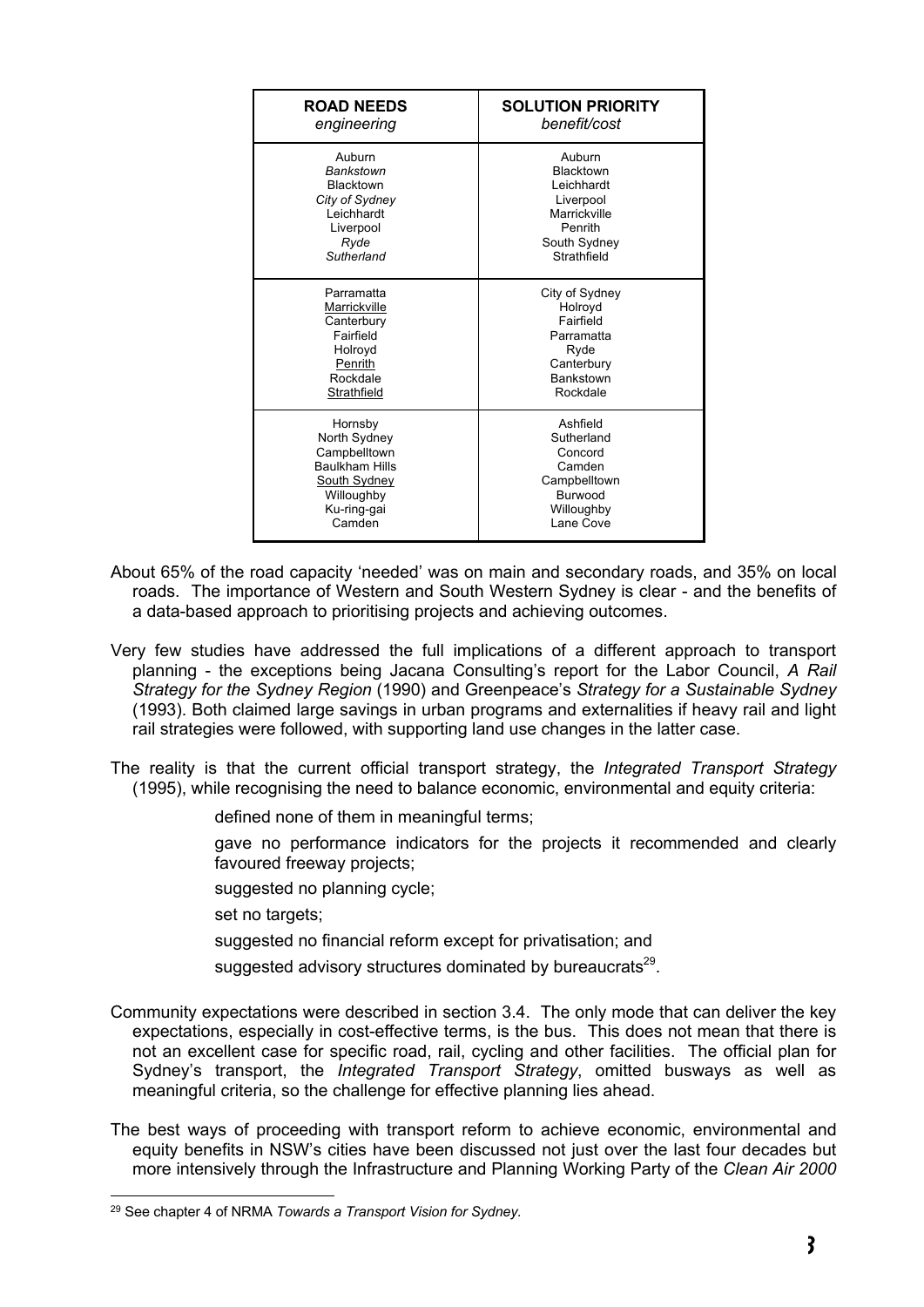| **ROAD NEEDS**<br>*engineering* | **SOLUTION PRIORITY**<br>*benefit/cost* |
|---|---|
| Auburn<br>*Bankstown*<br>Blacktown<br>*City of Sydney*<br>Leichhardt<br>Liverpool<br>*Ryde*<br>*Sutherland* | Auburn<br>Blacktown<br>Leichhardt<br>Liverpool<br>Marrickville<br>Penrith<br>South Sydney<br>Strathfield |
| Parramatta<br><u>Marrickville</u><br>Canterbury<br>Fairfield<br>Holroyd<br><u>Penrith</u><br>Rockdale<br><u>Strathfield</u> | City of Sydney<br>Holroyd<br>Fairfield<br>Parramatta<br>Ryde<br>Canterbury<br>Bankstown<br>Rockdale |
| Hornsby<br>North Sydney<br>Campbelltown<br>Baulkham Hills<br><u>South Sydney</u><br>Willoughby<br>Ku-ring-gai<br>Camden | Ashfield<br>Sutherland<br>Concord<br>Camden<br>Campbelltown<br>Burwood<br>Willoughby<br>Lane Cove |

About 65% of the road capacity 'needed' was on main and secondary roads, and 35% on local roads. The importance of Western and South Western Sydney is clear - and the benefits of a data-based approach to prioritising projects and achieving outcomes.

Very few studies have addressed the full implications of a different approach to transport planning - the exceptions being Jacana Consulting's report for the Labor Council, *A Rail Strategy for the Sydney Region* (1990) and Greenpeace's *Strategy for a Sustainable Sydney* (1993). Both claimed large savings in urban programs and externalities if heavy rail and light rail strategies were followed, with supporting land use changes in the latter case.

The reality is that the current official transport strategy, the *Integrated Transport Strategy* (1995), while recognising the need to balance economic, environmental and equity criteria:

- defined none of them in meaningful terms;
- gave no performance indicators for the projects it recommended and clearly favoured freeway projects;
- suggested no planning cycle;
- set no targets;
- suggested no financial reform except for privatisation; and
- suggested advisory structures dominated by bureaucrats[29].

Community expectations were described in section 3.4. The only mode that can deliver the key expectations, especially in cost-effective terms, is the bus. This does not mean that there is not an excellent case for specific road, rail, cycling and other facilities. The official plan for Sydney's transport, the *Integrated Transport Strategy*, omitted busways as well as meaningful criteria, so the challenge for effective planning lies ahead.

The best ways of proceeding with transport reform to achieve economic, environmental and equity benefits in NSW's cities have been discussed not just over the last four decades but more intensively through the Infrastructure and Planning Working Party of the *Clean Air 2000*

[29] See chapter 4 of NRMA *Towards a Transport Vision for Sydney.*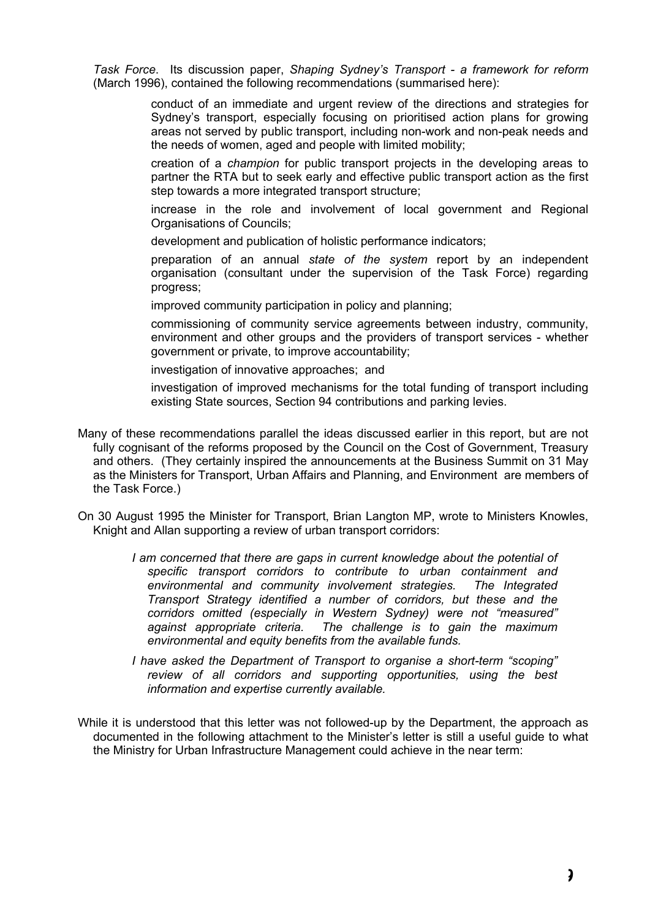*Task Force*. Its discussion paper, *Shaping Sydney's Transport - a framework for reform* (March 1996), contained the following recommendations (summarised here):

- conduct of an immediate and urgent review of the directions and strategies for Sydney's transport, especially focusing on prioritised action plans for growing areas not served by public transport, including non-work and non-peak needs and the needs of women, aged and people with limited mobility;
- creation of a *champion* for public transport projects in the developing areas to partner the RTA but to seek early and effective public transport action as the first step towards a more integrated transport structure;
- increase in the role and involvement of local government and Regional Organisations of Councils;
- development and publication of holistic performance indicators;
- preparation of an annual *state of the system* report by an independent organisation (consultant under the supervision of the Task Force) regarding progress;
- improved community participation in policy and planning;
- commissioning of community service agreements between industry, community, environment and other groups and the providers of transport services - whether government or private, to improve accountability;
- investigation of innovative approaches; and
- investigation of improved mechanisms for the total funding of transport including existing State sources, Section 94 contributions and parking levies.

Many of these recommendations parallel the ideas discussed earlier in this report, but are not fully cognisant of the reforms proposed by the Council on the Cost of Government, Treasury and others. (They certainly inspired the announcements at the Business Summit on 31 May as the Ministers for Transport, Urban Affairs and Planning, and Environment are members of the Task Force.)

On 30 August 1995 the Minister for Transport, Brian Langton MP, wrote to Ministers Knowles, Knight and Allan supporting a review of urban transport corridors:

> *I am concerned that there are gaps in current knowledge about the potential of specific transport corridors to contribute to urban containment and environmental and community involvement strategies. The Integrated Transport Strategy identified a number of corridors, but these and the corridors omitted (especially in Western Sydney) were not "measured" against appropriate criteria. The challenge is to gain the maximum environmental and equity benefits from the available funds.*
>
> *I have asked the Department of Transport to organise a short-term "scoping" review of all corridors and supporting opportunities, using the best information and expertise currently available.*

While it is understood that this letter was not followed-up by the Department, the approach as documented in the following attachment to the Minister's letter is still a useful guide to what the Ministry for Urban Infrastructure Management could achieve in the near term: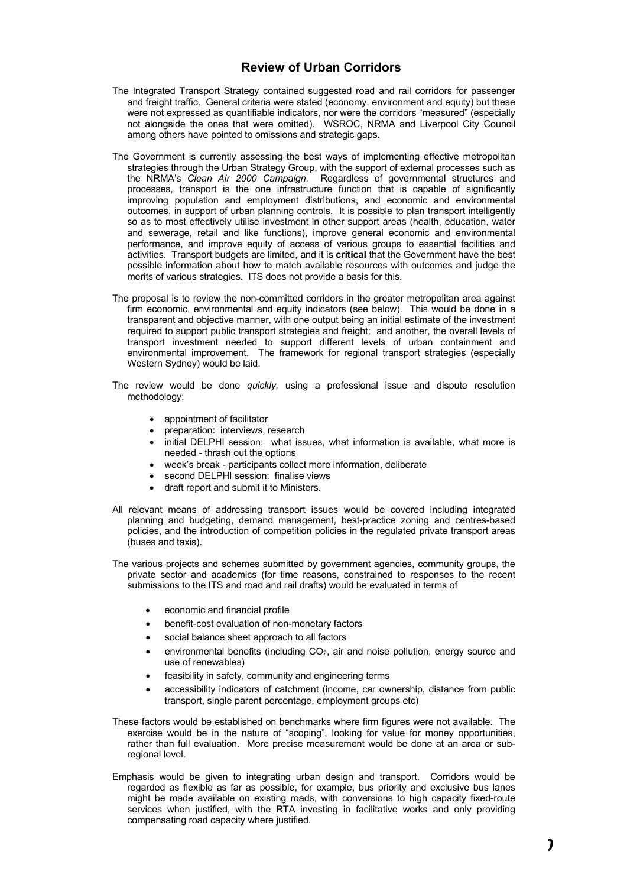## Review of Urban Corridors

The Integrated Transport Strategy contained suggested road and rail corridors for passenger and freight traffic. General criteria were stated (economy, environment and equity) but these were not expressed as quantifiable indicators, nor were the corridors "measured" (especially not alongside the ones that were omitted). WSROC, NRMA and Liverpool City Council among others have pointed to omissions and strategic gaps.

The Government is currently assessing the best ways of implementing effective metropolitan strategies through the Urban Strategy Group, with the support of external processes such as the NRMA's *Clean Air 2000 Campaign*. Regardless of governmental structures and processes, transport is the one infrastructure function that is capable of significantly improving population and employment distributions, and economic and environmental outcomes, in support of urban planning controls. It is possible to plan transport intelligently so as to most effectively utilise investment in other support areas (health, education, water and sewerage, retail and like functions), improve general economic and environmental performance, and improve equity of access of various groups to essential facilities and activities. Transport budgets are limited, and it is **critical** that the Government have the best possible information about how to match available resources with outcomes and judge the merits of various strategies. ITS does not provide a basis for this.

The proposal is to review the non-committed corridors in the greater metropolitan area against firm economic, environmental and equity indicators (see below). This would be done in a transparent and objective manner, with one output being an initial estimate of the investment required to support public transport strategies and freight; and another, the overall levels of transport investment needed to support different levels of urban containment and environmental improvement. The framework for regional transport strategies (especially Western Sydney) would be laid.

The review would be done *quickly,* using a professional issue and dispute resolution methodology:

- appointment of facilitator
- preparation: interviews, research
- initial DELPHI session: what issues, what information is available, what more is needed - thrash out the options
- week's break - participants collect more information, deliberate
- second DELPHI session: finalise views
- draft report and submit it to Ministers.

All relevant means of addressing transport issues would be covered including integrated planning and budgeting, demand management, best-practice zoning and centres-based policies, and the introduction of competition policies in the regulated private transport areas (buses and taxis).

The various projects and schemes submitted by government agencies, community groups, the private sector and academics (for time reasons, constrained to responses to the recent submissions to the ITS and road and rail drafts) would be evaluated in terms of

- economic and financial profile
- benefit-cost evaluation of non-monetary factors
- social balance sheet approach to all factors
- environmental benefits (including $CO_2$, air and noise pollution, energy source and use of renewables)
- feasibility in safety, community and engineering terms
- accessibility indicators of catchment (income, car ownership, distance from public transport, single parent percentage, employment groups etc)

These factors would be established on benchmarks where firm figures were not available. The exercise would be in the nature of "scoping", looking for value for money opportunities, rather than full evaluation. More precise measurement would be done at an area or sub-regional level.

Emphasis would be given to integrating urban design and transport. Corridors would be regarded as flexible as far as possible, for example, bus priority and exclusive bus lanes might be made available on existing roads, with conversions to high capacity fixed-route services when justified, with the RTA investing in facilitative works and only providing compensating road capacity where justified.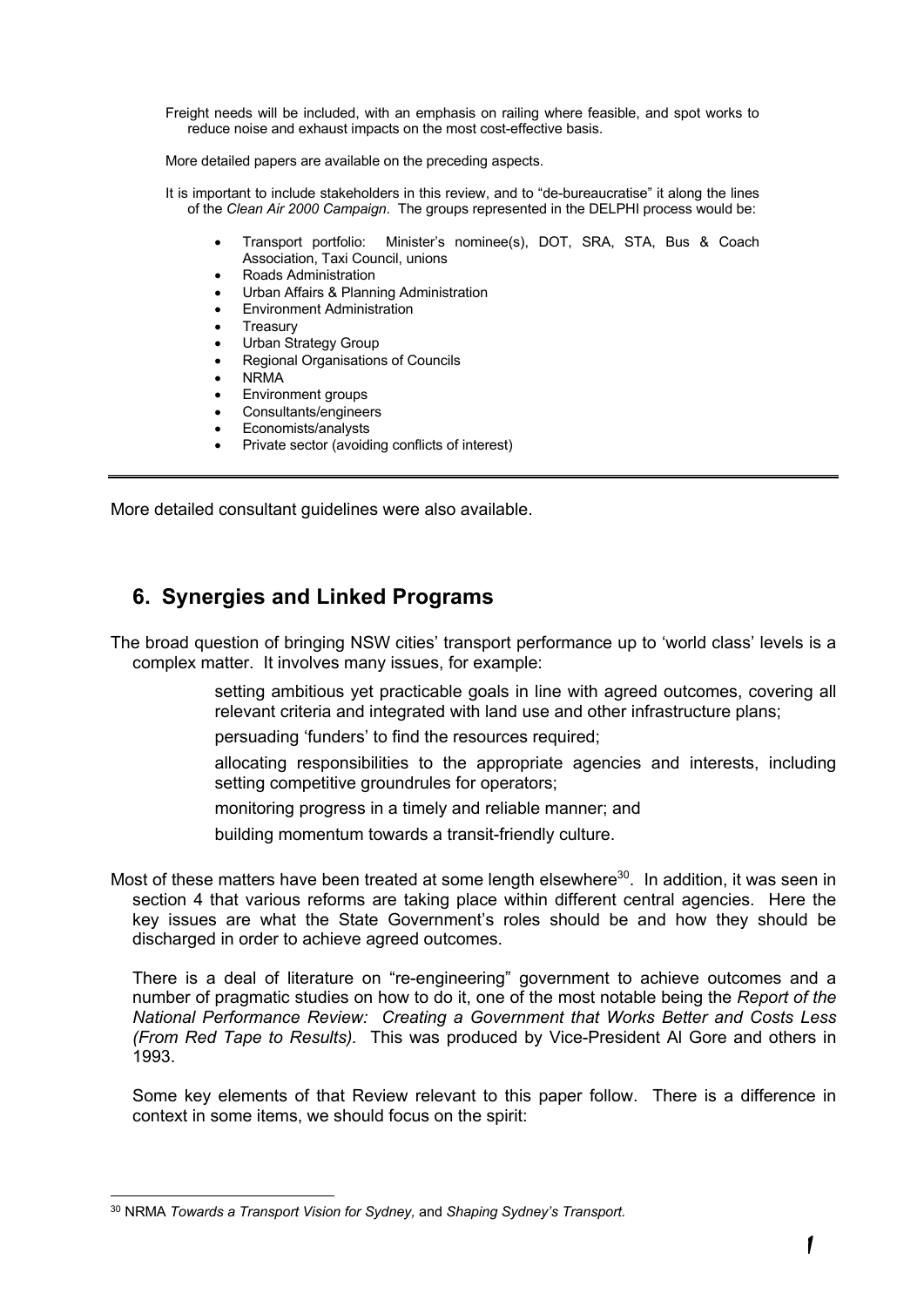Freight needs will be included, with an emphasis on railing where feasible, and spot works to reduce noise and exhaust impacts on the most cost-effective basis.

More detailed papers are available on the preceding aspects.

It is important to include stakeholders in this review, and to "de-bureaucratise" it along the lines of the *Clean Air 2000 Campaign*. The groups represented in the DELPHI process would be:

- Transport portfolio: Minister's nominee(s), DOT, SRA, STA, Bus & Coach Association, Taxi Council, unions
- Roads Administration
- Urban Affairs & Planning Administration
- Environment Administration
- Treasury
- Urban Strategy Group
- Regional Organisations of Councils
- NRMA
- Environment groups
- Consultants/engineers
- Economists/analysts
- Private sector (avoiding conflicts of interest)

---

More detailed consultant guidelines were also available.

## 6. Synergies and Linked Programs

The broad question of bringing NSW cities' transport performance up to 'world class' levels is a complex matter. It involves many issues, for example:

setting ambitious yet practicable goals in line with agreed outcomes, covering all relevant criteria and integrated with land use and other infrastructure plans;

persuading 'funders' to find the resources required;

allocating responsibilities to the appropriate agencies and interests, including setting competitive groundrules for operators;

monitoring progress in a timely and reliable manner; and

building momentum towards a transit-friendly culture.

Most of these matters have been treated at some length elsewhere[30]. In addition, it was seen in section 4 that various reforms are taking place within different central agencies. Here the key issues are what the State Government's roles should be and how they should be discharged in order to achieve agreed outcomes.

There is a deal of literature on "re-engineering" government to achieve outcomes and a number of pragmatic studies on how to do it, one of the most notable being the *Report of the National Performance Review: Creating a Government that Works Better and Costs Less (From Red Tape to Results)*. This was produced by Vice-President Al Gore and others in 1993.

Some key elements of that Review relevant to this paper follow. There is a difference in context in some items, we should focus on the spirit:

[30] NRMA *Towards a Transport Vision for Sydney,* and *Shaping Sydney's Transport.*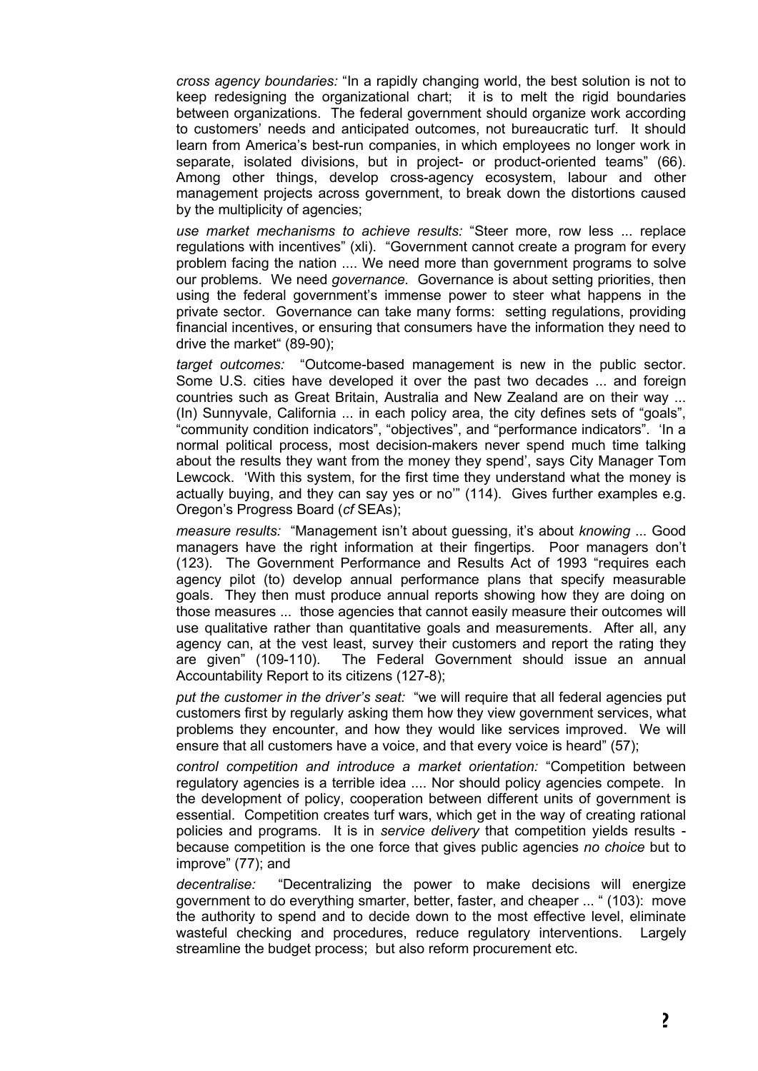*cross agency boundaries:* "In a rapidly changing world, the best solution is not to keep redesigning the organizational chart; it is to melt the rigid boundaries between organizations. The federal government should organize work according to customers' needs and anticipated outcomes, not bureaucratic turf. It should learn from America's best-run companies, in which employees no longer work in separate, isolated divisions, but in project- or product-oriented teams" (66). Among other things, develop cross-agency ecosystem, labour and other management projects across government, to break down the distortions caused by the multiplicity of agencies;

*use market mechanisms to achieve results:* "Steer more, row less ... replace regulations with incentives" (xli). "Government cannot create a program for every problem facing the nation .... We need more than government programs to solve our problems. We need *governance.* Governance is about setting priorities, then using the federal government's immense power to steer what happens in the private sector. Governance can take many forms: setting regulations, providing financial incentives, or ensuring that consumers have the information they need to drive the market" (89-90);

*target outcomes:* "Outcome-based management is new in the public sector. Some U.S. cities have developed it over the past two decades ... and foreign countries such as Great Britain, Australia and New Zealand are on their way ... (In) Sunnyvale, California ... in each policy area, the city defines sets of "goals", "community condition indicators", "objectives", and "performance indicators". 'In a normal political process, most decision-makers never spend much time talking about the results they want from the money they spend', says City Manager Tom Lewcock. 'With this system, for the first time they understand what the money is actually buying, and they can say yes or no'" (114). Gives further examples e.g. Oregon's Progress Board (*cf* SEAs);

*measure results:* "Management isn't about guessing, it's about *knowing* ... Good managers have the right information at their fingertips. Poor managers don't (123). The Government Performance and Results Act of 1993 "requires each agency pilot (to) develop annual performance plans that specify measurable goals. They then must produce annual reports showing how they are doing on those measures ... those agencies that cannot easily measure their outcomes will use qualitative rather than quantitative goals and measurements. After all, any agency can, at the vest least, survey their customers and report the rating they are given" (109-110). The Federal Government should issue an annual Accountability Report to its citizens (127-8);

*put the customer in the driver's seat:* "we will require that all federal agencies put customers first by regularly asking them how they view government services, what problems they encounter, and how they would like services improved. We will ensure that all customers have a voice, and that every voice is heard" (57);

*control competition and introduce a market orientation:* "Competition between regulatory agencies is a terrible idea .... Nor should policy agencies compete. In the development of policy, cooperation between different units of government is essential. Competition creates turf wars, which get in the way of creating rational policies and programs. It is in *service delivery* that competition yields results - because competition is the one force that gives public agencies *no choice* but to improve" (77); and

*decentralise:* "Decentralizing the power to make decisions will energize government to do everything smarter, better, faster, and cheaper ... " (103): move the authority to spend and to decide down to the most effective level, eliminate wasteful checking and procedures, reduce regulatory interventions. Largely streamline the budget process; but also reform procurement etc.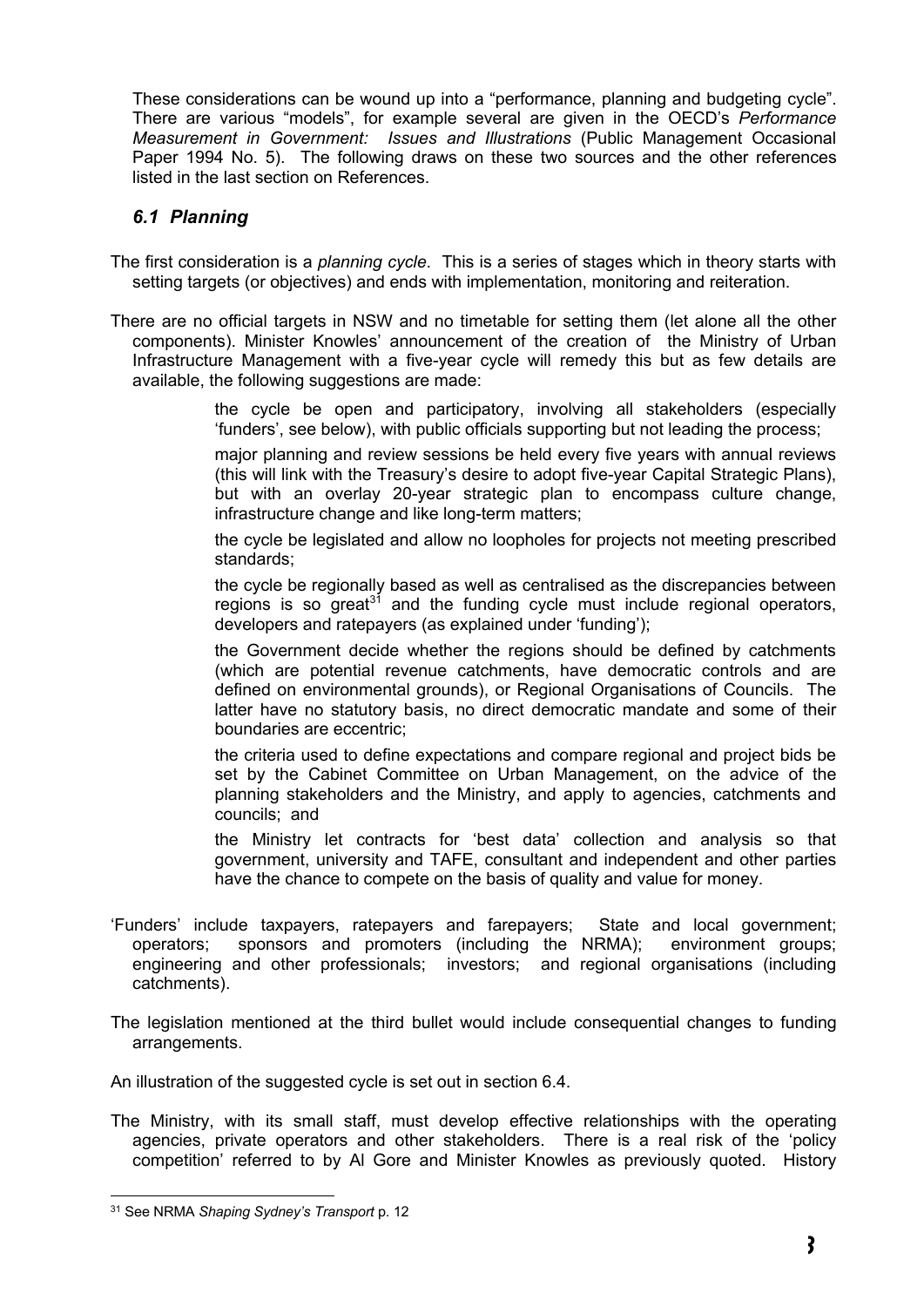These considerations can be wound up into a "performance, planning and budgeting cycle". There are various "models", for example several are given in the OECD's *Performance Measurement in Government: Issues and Illustrations* (Public Management Occasional Paper 1994 No. 5). The following draws on these two sources and the other references listed in the last section on References.

## *6.1 Planning*

The first consideration is a *planning cycle*. This is a series of stages which in theory starts with setting targets (or objectives) and ends with implementation, monitoring and reiteration.

There are no official targets in NSW and no timetable for setting them (let alone all the other components). Minister Knowles' announcement of the creation of the Ministry of Urban Infrastructure Management with a five-year cycle will remedy this but as few details are available, the following suggestions are made:

- the cycle be open and participatory, involving all stakeholders (especially 'funders', see below), with public officials supporting but not leading the process;
- major planning and review sessions be held every five years with annual reviews (this will link with the Treasury's desire to adopt five-year Capital Strategic Plans), but with an overlay 20-year strategic plan to encompass culture change, infrastructure change and like long-term matters;
- the cycle be legislated and allow no loopholes for projects not meeting prescribed standards;
- the cycle be regionally based as well as centralised as the discrepancies between regions is so great[31] and the funding cycle must include regional operators, developers and ratepayers (as explained under 'funding');
- the Government decide whether the regions should be defined by catchments (which are potential revenue catchments, have democratic controls and are defined on environmental grounds), or Regional Organisations of Councils. The latter have no statutory basis, no direct democratic mandate and some of their boundaries are eccentric;
- the criteria used to define expectations and compare regional and project bids be set by the Cabinet Committee on Urban Management, on the advice of the planning stakeholders and the Ministry, and apply to agencies, catchments and councils; and
- the Ministry let contracts for 'best data' collection and analysis so that government, university and TAFE, consultant and independent and other parties have the chance to compete on the basis of quality and value for money.

'Funders' include taxpayers, ratepayers and farepayers; State and local government; operators; sponsors and promoters (including the NRMA); environment groups; engineering and other professionals; investors; and regional organisations (including catchments).

The legislation mentioned at the third bullet would include consequential changes to funding arrangements.

An illustration of the suggested cycle is set out in section 6.4.

The Ministry, with its small staff, must develop effective relationships with the operating agencies, private operators and other stakeholders. There is a real risk of the 'policy competition' referred to by Al Gore and Minister Knowles as previously quoted. History

[31] See NRMA *Shaping Sydney's Transport* p. 12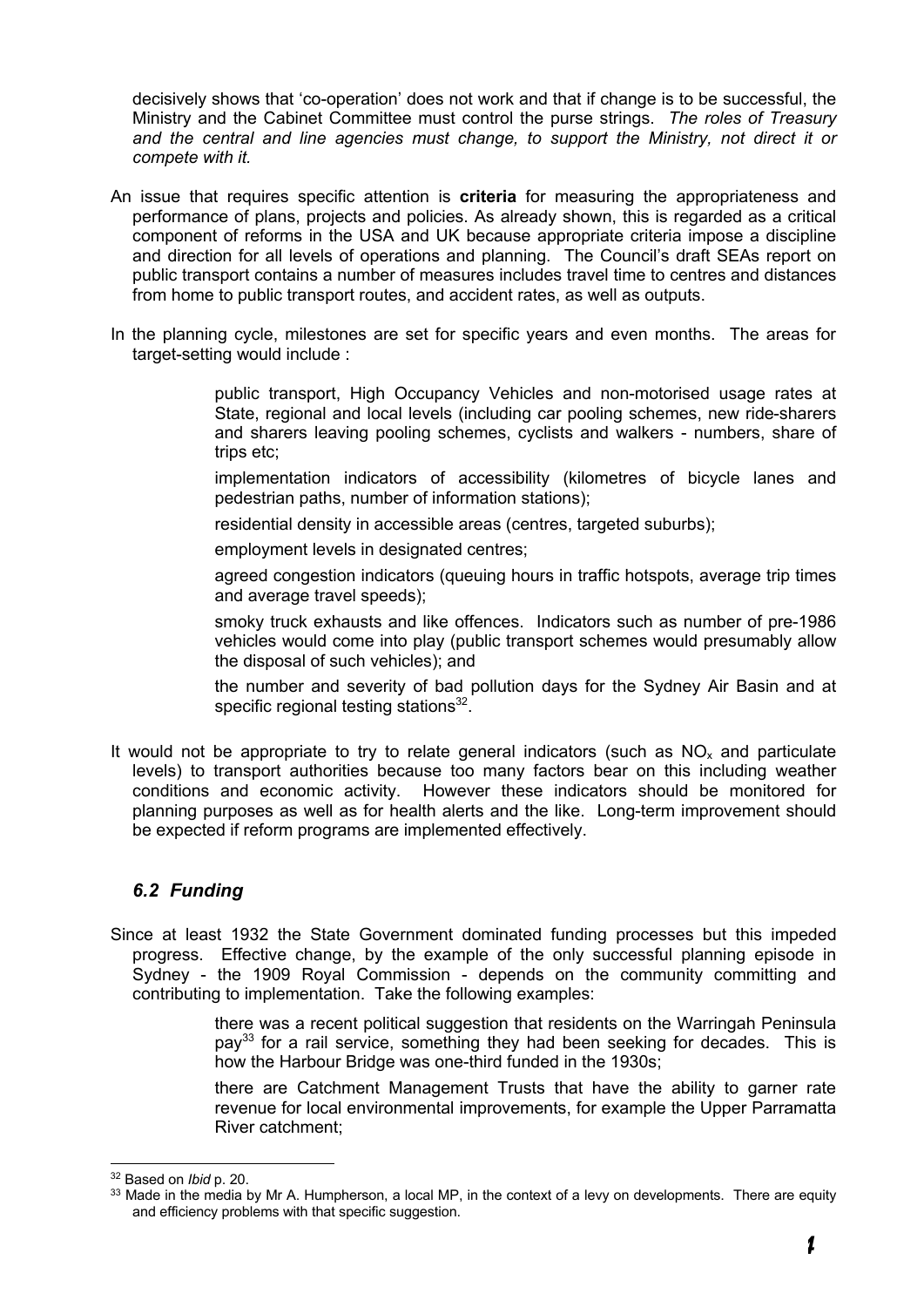decisively shows that 'co-operation' does not work and that if change is to be successful, the Ministry and the Cabinet Committee must control the purse strings. *The roles of Treasury and the central and line agencies must change, to support the Ministry, not direct it or compete with it.*

An issue that requires specific attention is **criteria** for measuring the appropriateness and performance of plans, projects and policies. As already shown, this is regarded as a critical component of reforms in the USA and UK because appropriate criteria impose a discipline and direction for all levels of operations and planning. The Council's draft SEAs report on public transport contains a number of measures includes travel time to centres and distances from home to public transport routes, and accident rates, as well as outputs.

In the planning cycle, milestones are set for specific years and even months. The areas for target-setting would include :

- public transport, High Occupancy Vehicles and non-motorised usage rates at State, regional and local levels (including car pooling schemes, new ride-sharers and sharers leaving pooling schemes, cyclists and walkers - numbers, share of trips etc;
- implementation indicators of accessibility (kilometres of bicycle lanes and pedestrian paths, number of information stations);
- residential density in accessible areas (centres, targeted suburbs);
- employment levels in designated centres;
- agreed congestion indicators (queuing hours in traffic hotspots, average trip times and average travel speeds);
- smoky truck exhausts and like offences. Indicators such as number of pre-1986 vehicles would come into play (public transport schemes would presumably allow the disposal of such vehicles); and
- the number and severity of bad pollution days for the Sydney Air Basin and at specific regional testing stations[32].

It would not be appropriate to try to relate general indicators (such as $NO_x$ and particulate levels) to transport authorities because too many factors bear on this including weather conditions and economic activity. However these indicators should be monitored for planning purposes as well as for health alerts and the like. Long-term improvement should be expected if reform programs are implemented effectively.

## *6.2 Funding*

Since at least 1932 the State Government dominated funding processes but this impeded progress. Effective change, by the example of the only successful planning episode in Sydney - the 1909 Royal Commission - depends on the community committing and contributing to implementation. Take the following examples:

- there was a recent political suggestion that residents on the Warringah Peninsula pay[33] for a rail service, something they had been seeking for decades. This is how the Harbour Bridge was one-third funded in the 1930s;
- there are Catchment Management Trusts that have the ability to garner rate revenue for local environmental improvements, for example the Upper Parramatta River catchment;

---

[32] Based on *Ibid* p. 20.

[33] Made in the media by Mr A. Humpherson, a local MP, in the context of a levy on developments. There are equity and efficiency problems with that specific suggestion.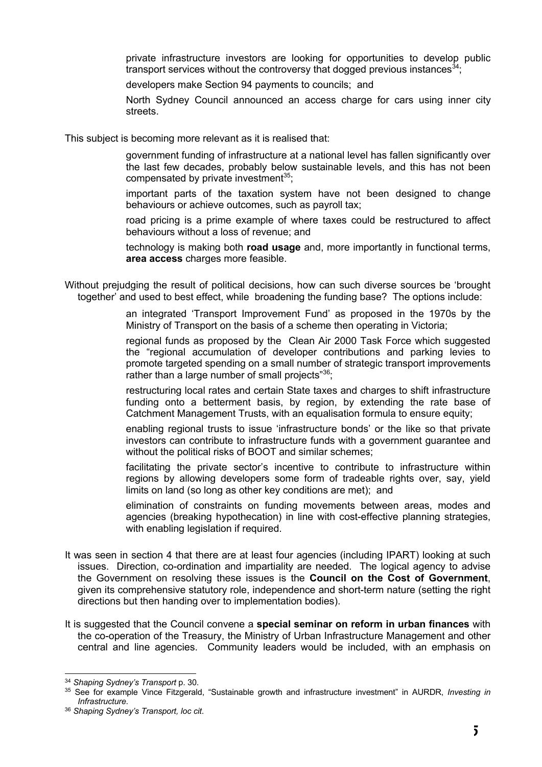- private infrastructure investors are looking for opportunities to develop public transport services without the controversy that dogged previous instances[34];
- developers make Section 94 payments to councils; and
- North Sydney Council announced an access charge for cars using inner city streets.

This subject is becoming more relevant as it is realised that:

- government funding of infrastructure at a national level has fallen significantly over the last few decades, probably below sustainable levels, and this has not been compensated by private investment[35];
- important parts of the taxation system have not been designed to change behaviours or achieve outcomes, such as payroll tax;
- road pricing is a prime example of where taxes could be restructured to affect behaviours without a loss of revenue; and
- technology is making both **road usage** and, more importantly in functional terms, **area access** charges more feasible.

Without prejudging the result of political decisions, how can such diverse sources be 'brought together' and used to best effect, while broadening the funding base? The options include:

- an integrated 'Transport Improvement Fund' as proposed in the 1970s by the Ministry of Transport on the basis of a scheme then operating in Victoria;
- regional funds as proposed by the Clean Air 2000 Task Force which suggested the "regional accumulation of developer contributions and parking levies to promote targeted spending on a small number of strategic transport improvements rather than a large number of small projects"[36];
- restructuring local rates and certain State taxes and charges to shift infrastructure funding onto a betterment basis, by region, by extending the rate base of Catchment Management Trusts, with an equalisation formula to ensure equity;
- enabling regional trusts to issue 'infrastructure bonds' or the like so that private investors can contribute to infrastructure funds with a government guarantee and without the political risks of BOOT and similar schemes;
- facilitating the private sector's incentive to contribute to infrastructure within regions by allowing developers some form of tradeable rights over, say, yield limits on land (so long as other key conditions are met); and
- elimination of constraints on funding movements between areas, modes and agencies (breaking hypothecation) in line with cost-effective planning strategies, with enabling legislation if required.

It was seen in section 4 that there are at least four agencies (including IPART) looking at such issues. Direction, co-ordination and impartiality are needed. The logical agency to advise the Government on resolving these issues is the **Council on the Cost of Government**, given its comprehensive statutory role, independence and short-term nature (setting the right directions but then handing over to implementation bodies).

It is suggested that the Council convene a **special seminar on reform in urban finances** with the co-operation of the Treasury, the Ministry of Urban Infrastructure Management and other central and line agencies. Community leaders would be included, with an emphasis on

---

[34] *Shaping Sydney's Transport* p. 30.

[35] See for example Vince Fitzgerald, "Sustainable growth and infrastructure investment" in AURDR, *Investing in Infrastructure*.

[36] *Shaping Sydney's Transport, loc cit*.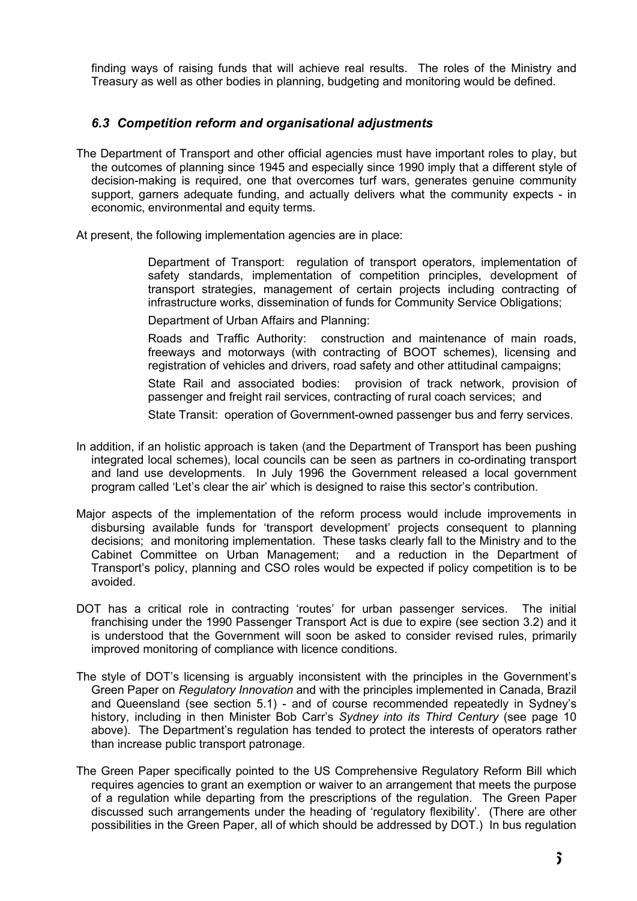finding ways of raising funds that will achieve real results. The roles of the Ministry and Treasury as well as other bodies in planning, budgeting and monitoring would be defined.

### *6.3 Competition reform and organisational adjustments*

The Department of Transport and other official agencies must have important roles to play, but the outcomes of planning since 1945 and especially since 1990 imply that a different style of decision-making is required, one that overcomes turf wars, generates genuine community support, garners adequate funding, and actually delivers what the community expects - in economic, environmental and equity terms.

At present, the following implementation agencies are in place:

> Department of Transport: regulation of transport operators, implementation of safety standards, implementation of competition principles, development of transport strategies, management of certain projects including contracting of infrastructure works, dissemination of funds for Community Service Obligations;
>
> Department of Urban Affairs and Planning:
>
> Roads and Traffic Authority: construction and maintenance of main roads, freeways and motorways (with contracting of BOOT schemes), licensing and registration of vehicles and drivers, road safety and other attitudinal campaigns;
>
> State Rail and associated bodies: provision of track network, provision of passenger and freight rail services, contracting of rural coach services; and
>
> State Transit: operation of Government-owned passenger bus and ferry services.

In addition, if an holistic approach is taken (and the Department of Transport has been pushing integrated local schemes), local councils can be seen as partners in co-ordinating transport and land use developments. In July 1996 the Government released a local government program called 'Let's clear the air' which is designed to raise this sector's contribution.

Major aspects of the implementation of the reform process would include improvements in disbursing available funds for 'transport development' projects consequent to planning decisions; and monitoring implementation. These tasks clearly fall to the Ministry and to the Cabinet Committee on Urban Management; and a reduction in the Department of Transport's policy, planning and CSO roles would be expected if policy competition is to be avoided.

DOT has a critical role in contracting 'routes' for urban passenger services. The initial franchising under the 1990 Passenger Transport Act is due to expire (see section 3.2) and it is understood that the Government will soon be asked to consider revised rules, primarily improved monitoring of compliance with licence conditions.

The style of DOT's licensing is arguably inconsistent with the principles in the Government's Green Paper on *Regulatory Innovation* and with the principles implemented in Canada, Brazil and Queensland (see section 5.1) - and of course recommended repeatedly in Sydney's history, including in then Minister Bob Carr's *Sydney into its Third Century* (see page 10 above). The Department's regulation has tended to protect the interests of operators rather than increase public transport patronage.

The Green Paper specifically pointed to the US Comprehensive Regulatory Reform Bill which requires agencies to grant an exemption or waiver to an arrangement that meets the purpose of a regulation while departing from the prescriptions of the regulation. The Green Paper discussed such arrangements under the heading of 'regulatory flexibility'. (There are other possibilities in the Green Paper, all of which should be addressed by DOT.) In bus regulation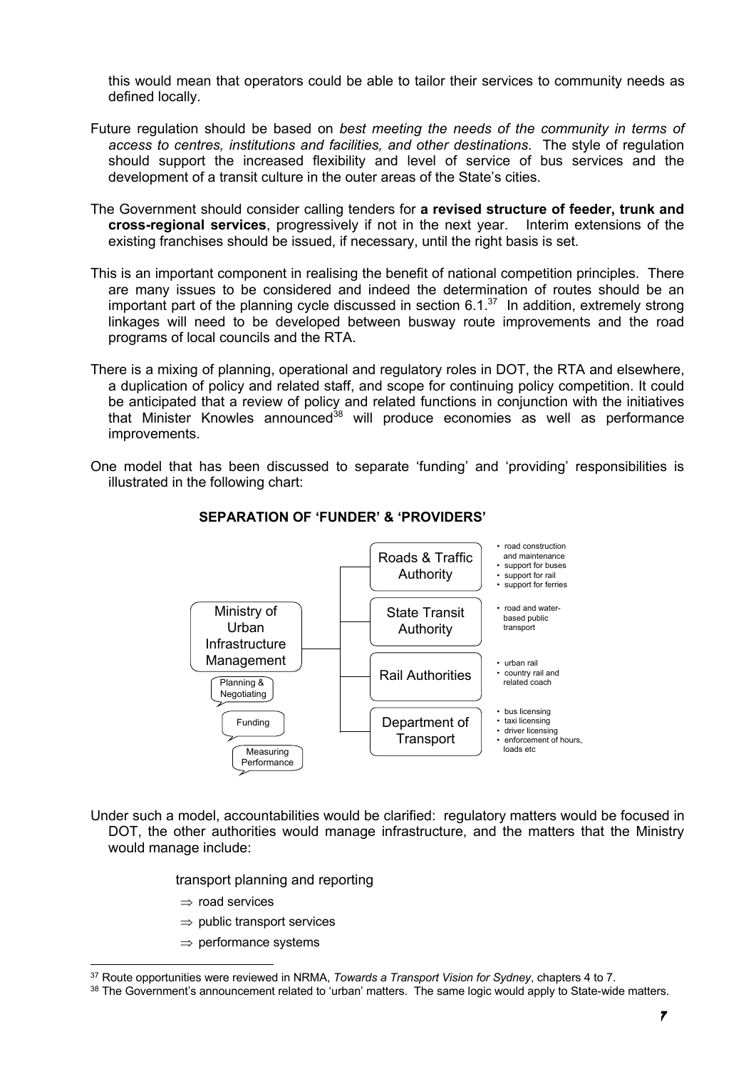this would mean that operators could be able to tailor their services to community needs as defined locally.

Future regulation should be based on *best meeting the needs of the community in terms of access to centres, institutions and facilities, and other destinations*. The style of regulation should support the increased flexibility and level of service of bus services and the development of a transit culture in the outer areas of the State's cities.

The Government should consider calling tenders for **a revised structure of feeder, trunk and cross-regional services**, progressively if not in the next year. Interim extensions of the existing franchises should be issued, if necessary, until the right basis is set.

This is an important component in realising the benefit of national competition principles. There are many issues to be considered and indeed the determination of routes should be an important part of the planning cycle discussed in section 6.1.[37] In addition, extremely strong linkages will need to be developed between busway route improvements and the road programs of local councils and the RTA.

There is a mixing of planning, operational and regulatory roles in DOT, the RTA and elsewhere, a duplication of policy and related staff, and scope for continuing policy competition. It could be anticipated that a review of policy and related functions in conjunction with the initiatives that Minister Knowles announced[38] will produce economies as well as performance improvements.

One model that has been discussed to separate 'funding' and 'providing' responsibilities is illustrated in the following chart:

**SEPARATION OF 'FUNDER' & 'PROVIDERS'**

Ministry of Urban Infrastructure Management
- Planning & Negotiating
- Funding
- Measuring Performance

Roads & Traffic Authority
- road construction and maintenance
- support for buses
- support for rail
- support for ferries

State Transit Authority
- road and water-based public transport

Rail Authorities
- urban rail
- country rail and related coach

Department of Transport
- bus licensing
- taxi licensing
- driver licensing
- enforcement of hours, loads etc

Under such a model, accountabilities would be clarified: regulatory matters would be focused in DOT, the other authorities would manage infrastructure, and the matters that the Ministry would manage include:

transport planning and reporting

- ⇒ road services
- ⇒ public transport services
- ⇒ performance systems

[37] Route opportunities were reviewed in NRMA, *Towards a Transport Vision for Sydney*, chapters 4 to 7.

[38] The Government's announcement related to 'urban' matters. The same logic would apply to State-wide matters.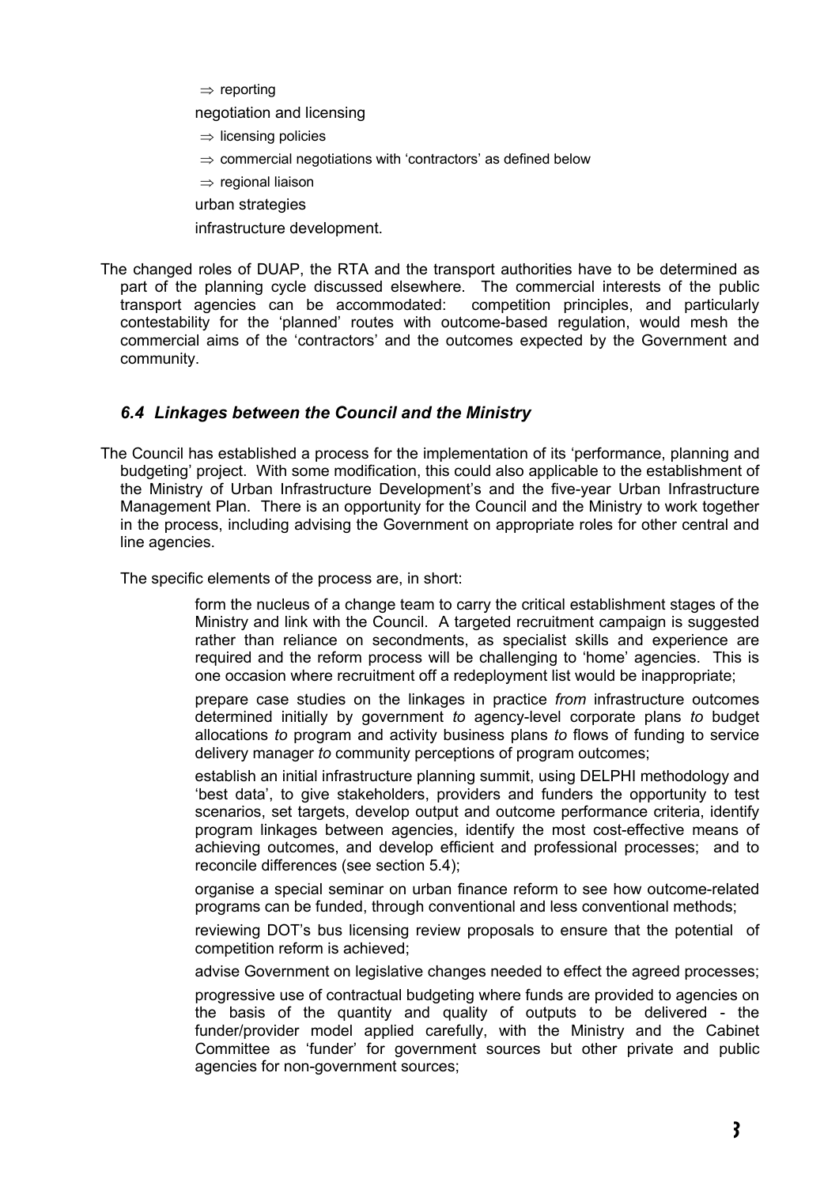- ⇒ reporting

negotiation and licensing

- ⇒ licensing policies
- ⇒ commercial negotiations with 'contractors' as defined below
- ⇒ regional liaison

urban strategies

infrastructure development.

The changed roles of DUAP, the RTA and the transport authorities have to be determined as part of the planning cycle discussed elsewhere. The commercial interests of the public transport agencies can be accommodated: competition principles, and particularly contestability for the 'planned' routes with outcome-based regulation, would mesh the commercial aims of the 'contractors' and the outcomes expected by the Government and community.

### *6.4 Linkages between the Council and the Ministry*

The Council has established a process for the implementation of its 'performance, planning and budgeting' project. With some modification, this could also applicable to the establishment of the Ministry of Urban Infrastructure Development's and the five-year Urban Infrastructure Management Plan. There is an opportunity for the Council and the Ministry to work together in the process, including advising the Government on appropriate roles for other central and line agencies.

The specific elements of the process are, in short:

form the nucleus of a change team to carry the critical establishment stages of the Ministry and link with the Council. A targeted recruitment campaign is suggested rather than reliance on secondments, as specialist skills and experience are required and the reform process will be challenging to 'home' agencies. This is one occasion where recruitment off a redeployment list would be inappropriate;

prepare case studies on the linkages in practice *from* infrastructure outcomes determined initially by government *to* agency-level corporate plans *to* budget allocations *to* program and activity business plans *to* flows of funding to service delivery manager *to* community perceptions of program outcomes;

establish an initial infrastructure planning summit, using DELPHI methodology and 'best data', to give stakeholders, providers and funders the opportunity to test scenarios, set targets, develop output and outcome performance criteria, identify program linkages between agencies, identify the most cost-effective means of achieving outcomes, and develop efficient and professional processes; and to reconcile differences (see section 5.4);

organise a special seminar on urban finance reform to see how outcome-related programs can be funded, through conventional and less conventional methods;

reviewing DOT's bus licensing review proposals to ensure that the potential of competition reform is achieved;

advise Government on legislative changes needed to effect the agreed processes;

progressive use of contractual budgeting where funds are provided to agencies on the basis of the quantity and quality of outputs to be delivered - the funder/provider model applied carefully, with the Ministry and the Cabinet Committee as 'funder' for government sources but other private and public agencies for non-government sources;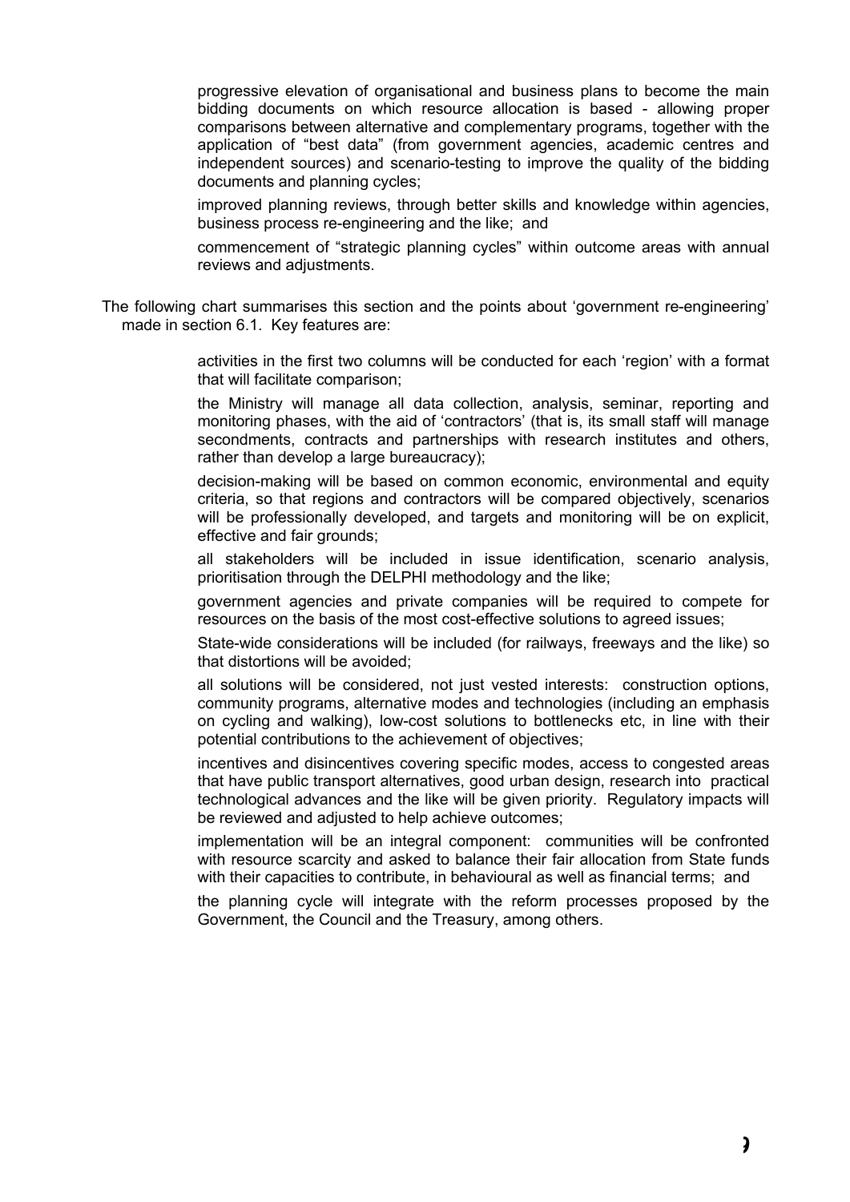- progressive elevation of organisational and business plans to become the main bidding documents on which resource allocation is based - allowing proper comparisons between alternative and complementary programs, together with the application of "best data" (from government agencies, academic centres and independent sources) and scenario-testing to improve the quality of the bidding documents and planning cycles;
- improved planning reviews, through better skills and knowledge within agencies, business process re-engineering and the like; and
- commencement of "strategic planning cycles" within outcome areas with annual reviews and adjustments.

The following chart summarises this section and the points about 'government re-engineering' made in section 6.1. Key features are:

- activities in the first two columns will be conducted for each 'region' with a format that will facilitate comparison;
- the Ministry will manage all data collection, analysis, seminar, reporting and monitoring phases, with the aid of 'contractors' (that is, its small staff will manage secondments, contracts and partnerships with research institutes and others, rather than develop a large bureaucracy);
- decision-making will be based on common economic, environmental and equity criteria, so that regions and contractors will be compared objectively, scenarios will be professionally developed, and targets and monitoring will be on explicit, effective and fair grounds;
- all stakeholders will be included in issue identification, scenario analysis, prioritisation through the DELPHI methodology and the like;
- government agencies and private companies will be required to compete for resources on the basis of the most cost-effective solutions to agreed issues;
- State-wide considerations will be included (for railways, freeways and the like) so that distortions will be avoided;
- all solutions will be considered, not just vested interests: construction options, community programs, alternative modes and technologies (including an emphasis on cycling and walking), low-cost solutions to bottlenecks etc, in line with their potential contributions to the achievement of objectives;
- incentives and disincentives covering specific modes, access to congested areas that have public transport alternatives, good urban design, research into practical technological advances and the like will be given priority. Regulatory impacts will be reviewed and adjusted to help achieve outcomes;
- implementation will be an integral component: communities will be confronted with resource scarcity and asked to balance their fair allocation from State funds with their capacities to contribute, in behavioural as well as financial terms; and
- the planning cycle will integrate with the reform processes proposed by the Government, the Council and the Treasury, among others.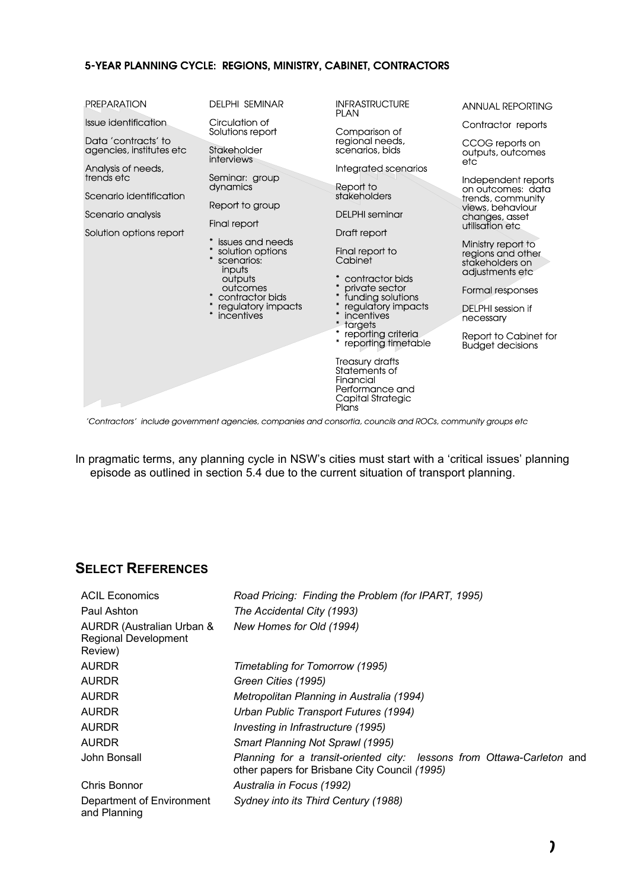**5-YEAR PLANNING CYCLE: REGIONS, MINISTRY, CABINET, CONTRACTORS**

| PREPARATION | DELPHI SEMINAR | INFRASTRUCTURE PLAN | ANNUAL REPORTING |
|---|---|---|---|
| Issue identification<br><br>Data 'contracts' to agencies, institutes etc<br><br>Analysis of needs, trends etc<br><br>Scenario identification<br><br>Scenario analysis<br><br>Solution options report | Circulation of Solutions report<br><br>Stakeholder interviews<br><br>Seminar: group dynamics<br><br>Report to group<br><br>Final report<br>* issues and needs<br>* solution options<br>* scenarios: inputs outputs outcomes<br>* contractor bids<br>* regulatory impacts<br>* incentives | Comparison of regional needs, scenarios, bids<br><br>Integrated scenarios<br><br>Report to stakeholders<br><br>DELPHI seminar<br><br>Draft report<br><br>Final report to Cabinet<br>* contractor bids<br>* private sector<br>* funding solutions<br>* regulatory impacts<br>* incentives<br>* targets<br>* reporting criteria<br>* reporting timetable<br><br>Treasury drafts Statements of Financial Performance and Capital Strategic Plans | Contractor reports<br><br>CCOG reports on outputs, outcomes etc<br><br>Independent reports on outcomes: data trends, community views, behaviour changes, asset utilisation etc<br><br>Ministry report to regions and other stakeholders on adjustments etc<br><br>Formal responses<br><br>DELPHI session if necessary<br><br>Report to Cabinet for Budget decisions |

*'Contractors' include government agencies, companies and consortia, councils and ROCs, community groups etc*

In pragmatic terms, any planning cycle in NSW's cities must start with a 'critical issues' planning episode as outlined in section 5.4 due to the current situation of transport planning.

## SELECT REFERENCES

| | |
|---|---|
| ACIL Economics | *Road Pricing: Finding the Problem (for IPART, 1995)* |
| Paul Ashton | *The Accidental City (1993)* |
| AURDR (Australian Urban & Regional Development Review) | *New Homes for Old (1994)* |
| AURDR | *Timetabling for Tomorrow (1995)* |
| AURDR | *Green Cities (1995)* |
| AURDR | *Metropolitan Planning in Australia (1994)* |
| AURDR | *Urban Public Transport Futures (1994)* |
| AURDR | *Investing in Infrastructure (1995)* |
| AURDR | *Smart Planning Not Sprawl (1995)* |
| John Bonsall | *Planning for a transit-oriented city: lessons from Ottawa-Carleton* and other papers for Brisbane City Council *(1995)* |
| Chris Bonnor | *Australia in Focus (1992)* |
| Department of Environment and Planning | *Sydney into its Third Century (1988)* |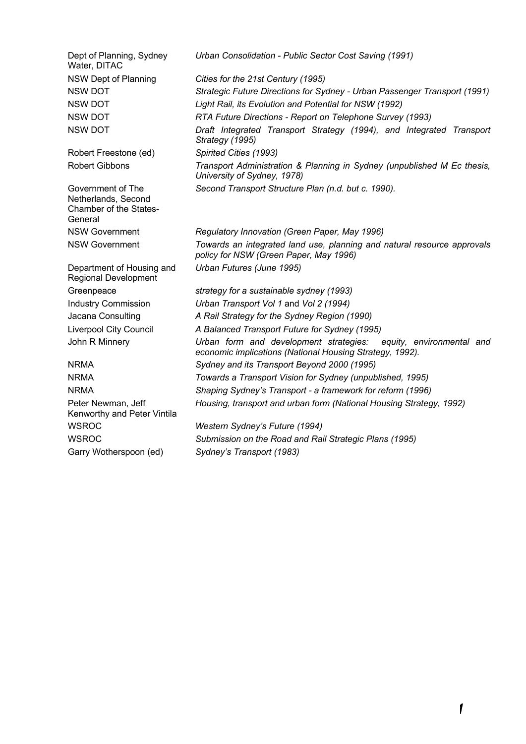| | |
|---|---|
| Dept of Planning, Sydney Water, DITAC | *Urban Consolidation - Public Sector Cost Saving (1991)* |
| NSW Dept of Planning | *Cities for the 21st Century (1995)* |
| NSW DOT | *Strategic Future Directions for Sydney - Urban Passenger Transport (1991)* |
| NSW DOT | *Light Rail, its Evolution and Potential for NSW (1992)* |
| NSW DOT | *RTA Future Directions - Report on Telephone Survey (1993)* |
| NSW DOT | *Draft Integrated Transport Strategy (1994), and Integrated Transport Strategy (1995)* |
| Robert Freestone (ed) | *Spirited Cities (1993)* |
| Robert Gibbons | *Transport Administration & Planning in Sydney (unpublished M Ec thesis, University of Sydney, 1978)* |
| Government of The Netherlands, Second Chamber of the States-General | *Second Transport Structure Plan (n.d. but c. 1990).* |
| NSW Government | *Regulatory Innovation (Green Paper, May 1996)* |
| NSW Government | *Towards an integrated land use, planning and natural resource approvals policy for NSW (Green Paper, May 1996)* |
| Department of Housing and Regional Development | *Urban Futures (June 1995)* |
| Greenpeace | *strategy for a sustainable sydney (1993)* |
| Industry Commission | *Urban Transport Vol 1* and *Vol 2 (1994)* |
| Jacana Consulting | *A Rail Strategy for the Sydney Region (1990)* |
| Liverpool City Council | *A Balanced Transport Future for Sydney (1995)* |
| John R Minnery | *Urban form and development strategies: equity, environmental and economic implications (National Housing Strategy, 1992).* |
| NRMA | *Sydney and its Transport Beyond 2000 (1995)* |
| NRMA | *Towards a Transport Vision for Sydney (unpublished, 1995)* |
| NRMA | *Shaping Sydney's Transport - a framework for reform (1996)* |
| Peter Newman, Jeff Kenworthy and Peter Vintila | *Housing, transport and urban form (National Housing Strategy, 1992)* |
| WSROC | *Western Sydney's Future (1994)* |
| WSROC | *Submission on the Road and Rail Strategic Plans (1995)* |
| Garry Wotherspoon (ed) | *Sydney's Transport (1983)* |